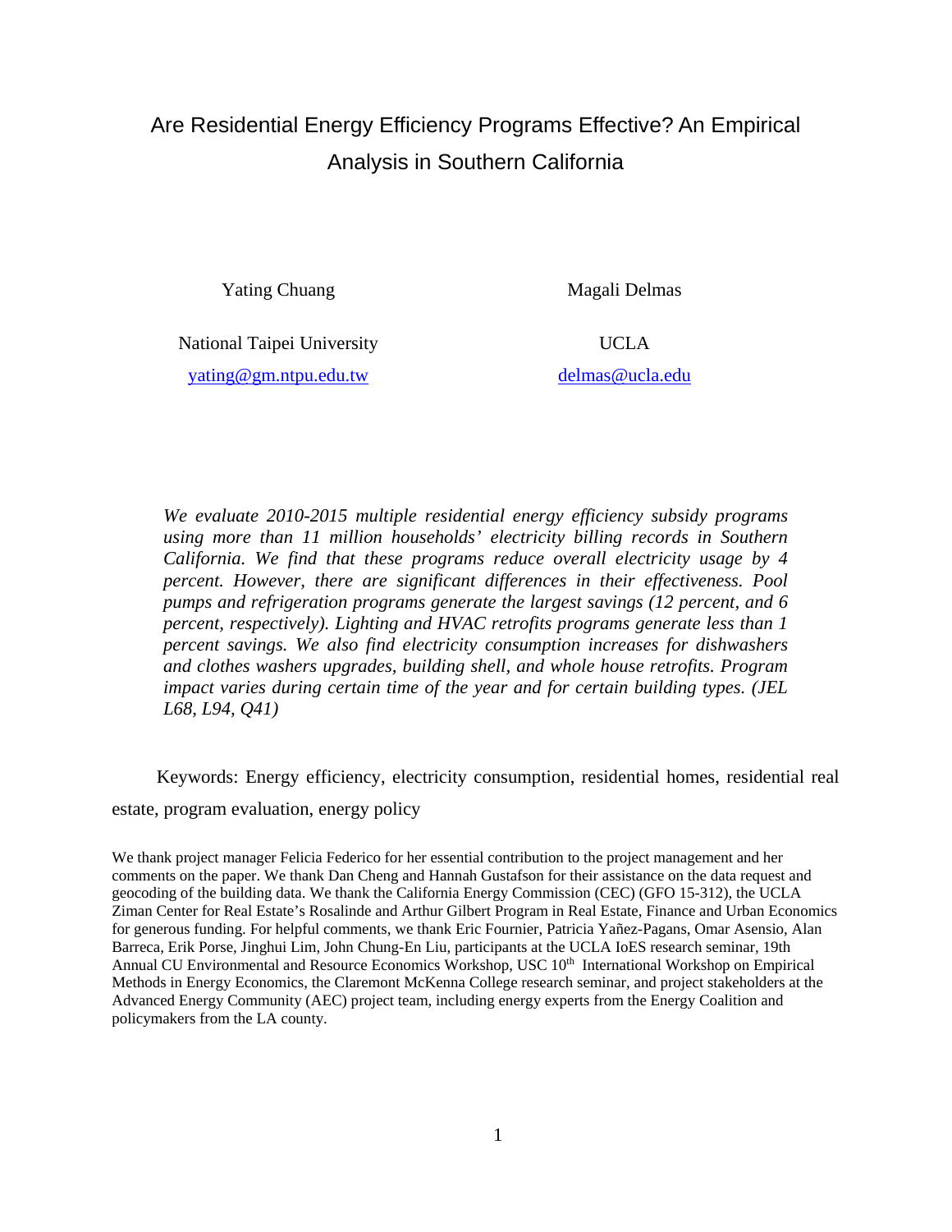# Are Residential Energy Efficiency Programs Effective? An Empirical Analysis in Southern California

Yating Chuang

National Taipei University

yating@gm.ntpu.edu.tw

Magali Delmas

UCLA

delmas@ucla.edu

*We evaluate 2010-2015 multiple residential energy efficiency subsidy programs using more than 11 million households' electricity billing records in Southern California. We find that these programs reduce overall electricity usage by 4 percent. However, there are significant differences in their effectiveness. Pool pumps and refrigeration programs generate the largest savings (12 percent, and 6 percent, respectively). Lighting and HVAC retrofits programs generate less than 1 percent savings. We also find electricity consumption increases for dishwashers and clothes washers upgrades, building shell, and whole house retrofits. Program impact varies during certain time of the year and for certain building types. (JEL L68, L94, Q41)*

Keywords: Energy efficiency, electricity consumption, residential homes, residential real estate, program evaluation, energy policy

We thank project manager Felicia Federico for her essential contribution to the project management and her comments on the paper. We thank Dan Cheng and Hannah Gustafson for their assistance on the data request and geocoding of the building data. We thank the California Energy Commission (CEC) (GFO 15-312), the UCLA Ziman Center for Real Estate's Rosalinde and Arthur Gilbert Program in Real Estate, Finance and Urban Economics for generous funding. For helpful comments, we thank Eric Fournier, Patricia Yañez-Pagans, Omar Asensio, Alan Barreca, Erik Porse, Jinghui Lim, John Chung-En Liu, participants at the UCLA IoES research seminar, 19th Annual CU Environmental and Resource Economics Workshop, USC 10th International Workshop on Empirical Methods in Energy Economics, the Claremont McKenna College research seminar, and project stakeholders at the Advanced Energy Community (AEC) project team, including energy experts from the Energy Coalition and policymakers from the LA county.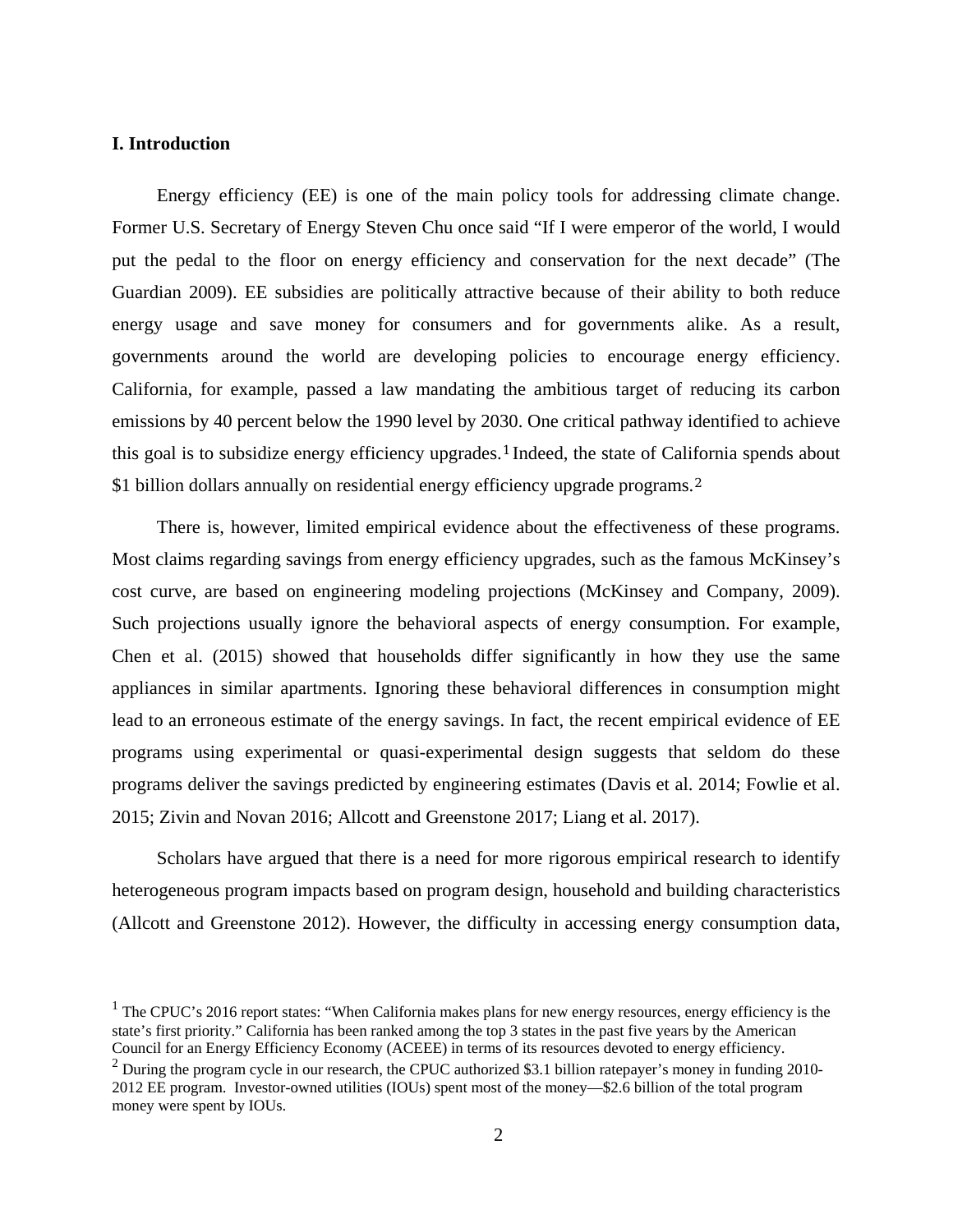## I. Introduction

Energy efficiency (EE) is one of the main policy tools for addressing climate change. Former U.S. Secretary of Energy Steven Chu once said "If I were emperor of the world, I would put the pedal to the floor on energy efficiency and conservation for the next decade" (The Guardian 2009). EE subsidies are politically attractive because of their ability to both reduce energy usage and save money for consumers and for governments alike. As a result, governments around the world are developing policies to encourage energy efficiency. California, for example, passed a law mandating the ambitious target of reducing its carbon emissions by 40 percent below the 1990 level by 2030. One critical pathway identified to achieve this goal is to subsidize energy efficiency upgrades.[1] Indeed, the state of California spends about $1 billion dollars annually on residential energy efficiency upgrade programs.[2]

There is, however, limited empirical evidence about the effectiveness of these programs. Most claims regarding savings from energy efficiency upgrades, such as the famous McKinsey's cost curve, are based on engineering modeling projections (McKinsey and Company, 2009). Such projections usually ignore the behavioral aspects of energy consumption. For example, Chen et al. (2015) showed that households differ significantly in how they use the same appliances in similar apartments. Ignoring these behavioral differences in consumption might lead to an erroneous estimate of the energy savings. In fact, the recent empirical evidence of EE programs using experimental or quasi-experimental design suggests that seldom do these programs deliver the savings predicted by engineering estimates (Davis et al. 2014; Fowlie et al. 2015; Zivin and Novan 2016; Allcott and Greenstone 2017; Liang et al. 2017).

Scholars have argued that there is a need for more rigorous empirical research to identify heterogeneous program impacts based on program design, household and building characteristics (Allcott and Greenstone 2012). However, the difficulty in accessing energy consumption data,

[1] The CPUC's 2016 report states: "When California makes plans for new energy resources, energy efficiency is the state's first priority." California has been ranked among the top 3 states in the past five years by the American Council for an Energy Efficiency Economy (ACEEE) in terms of its resources devoted to energy efficiency.

[2] During the program cycle in our research, the CPUC authorized $3.1 billion ratepayer's money in funding 2010-2012 EE program. Investor-owned utilities (IOUs) spent most of the money—$2.6 billion of the total program money were spent by IOUs.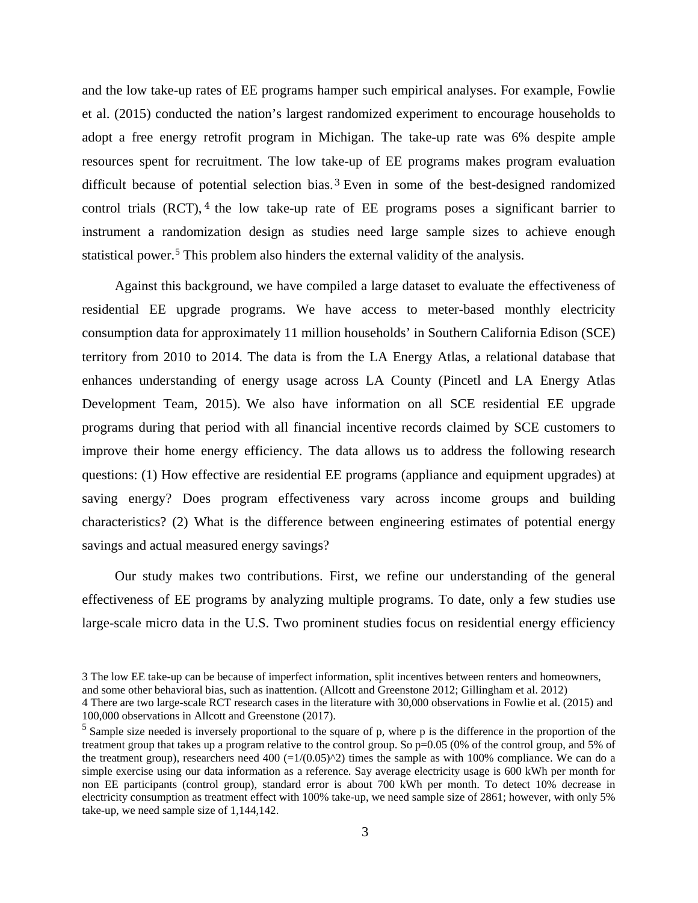and the low take-up rates of EE programs hamper such empirical analyses. For example, Fowlie et al. (2015) conducted the nation's largest randomized experiment to encourage households to adopt a free energy retrofit program in Michigan. The take-up rate was 6% despite ample resources spent for recruitment. The low take-up of EE programs makes program evaluation difficult because of potential selection bias.[3] Even in some of the best-designed randomized control trials (RCT),[4] the low take-up rate of EE programs poses a significant barrier to instrument a randomization design as studies need large sample sizes to achieve enough statistical power.[5] This problem also hinders the external validity of the analysis.

Against this background, we have compiled a large dataset to evaluate the effectiveness of residential EE upgrade programs. We have access to meter-based monthly electricity consumption data for approximately 11 million households' in Southern California Edison (SCE) territory from 2010 to 2014. The data is from the LA Energy Atlas, a relational database that enhances understanding of energy usage across LA County (Pincetl and LA Energy Atlas Development Team, 2015). We also have information on all SCE residential EE upgrade programs during that period with all financial incentive records claimed by SCE customers to improve their home energy efficiency. The data allows us to address the following research questions: (1) How effective are residential EE programs (appliance and equipment upgrades) at saving energy? Does program effectiveness vary across income groups and building characteristics? (2) What is the difference between engineering estimates of potential energy savings and actual measured energy savings?

Our study makes two contributions. First, we refine our understanding of the general effectiveness of EE programs by analyzing multiple programs. To date, only a few studies use large-scale micro data in the U.S. Two prominent studies focus on residential energy efficiency

---

3 The low EE take-up can be because of imperfect information, split incentives between renters and homeowners, and some other behavioral bias, such as inattention. (Allcott and Greenstone 2012; Gillingham et al. 2012)

4 There are two large-scale RCT research cases in the literature with 30,000 observations in Fowlie et al. (2015) and 100,000 observations in Allcott and Greenstone (2017).

5 Sample size needed is inversely proportional to the square of p, where p is the difference in the proportion of the treatment group that takes up a program relative to the control group. So p=0.05 (0% of the control group, and 5% of the treatment group), researchers need 400 (=1/(0.05)^2) times the sample as with 100% compliance. We can do a simple exercise using our data information as a reference. Say average electricity usage is 600 kWh per month for non EE participants (control group), standard error is about 700 kWh per month. To detect 10% decrease in electricity consumption as treatment effect with 100% take-up, we need sample size of 2861; however, with only 5% take-up, we need sample size of 1,144,142.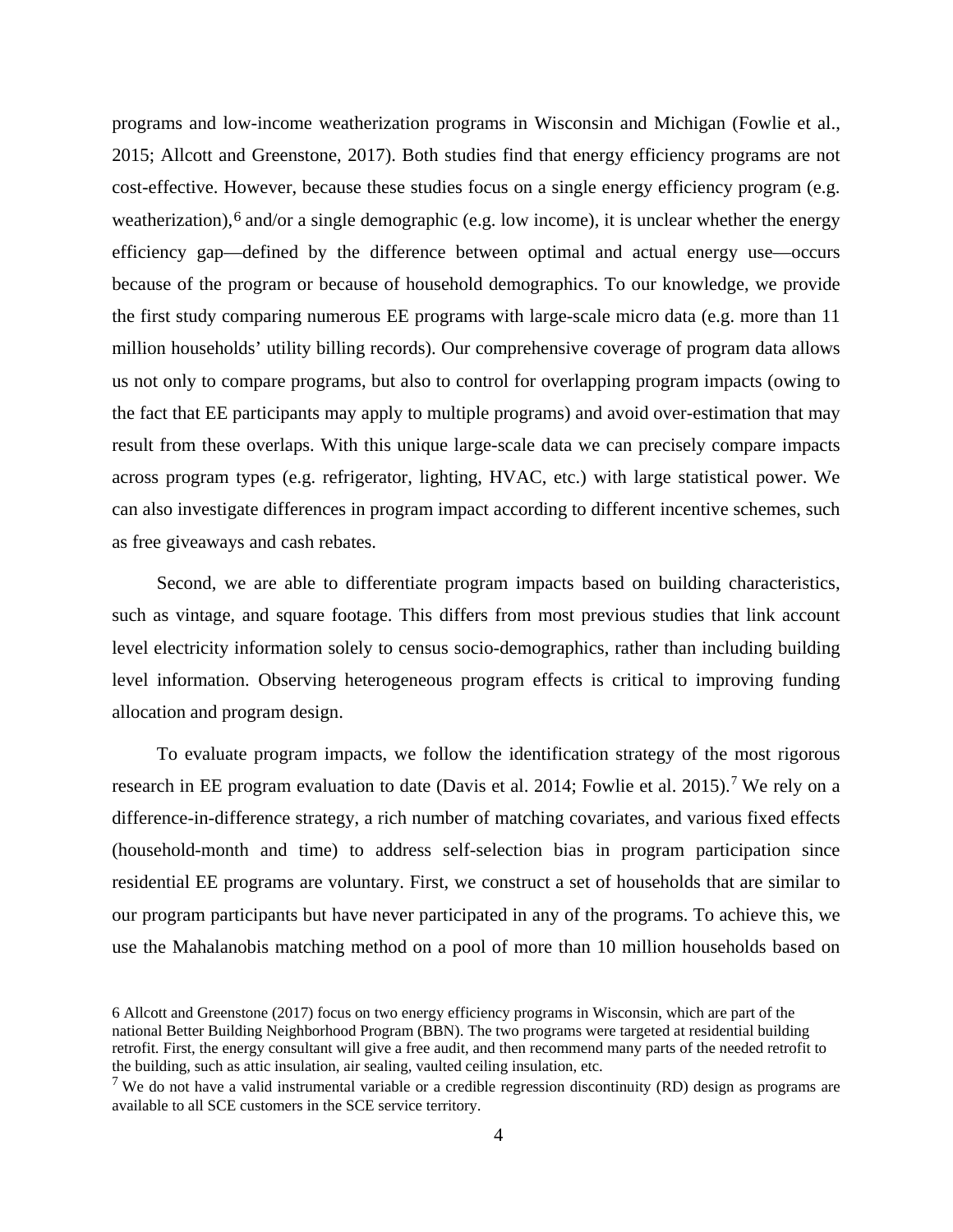programs and low-income weatherization programs in Wisconsin and Michigan (Fowlie et al., 2015; Allcott and Greenstone, 2017). Both studies find that energy efficiency programs are not cost-effective. However, because these studies focus on a single energy efficiency program (e.g. weatherization),[6] and/or a single demographic (e.g. low income), it is unclear whether the energy efficiency gap—defined by the difference between optimal and actual energy use—occurs because of the program or because of household demographics. To our knowledge, we provide the first study comparing numerous EE programs with large-scale micro data (e.g. more than 11 million households' utility billing records). Our comprehensive coverage of program data allows us not only to compare programs, but also to control for overlapping program impacts (owing to the fact that EE participants may apply to multiple programs) and avoid over-estimation that may result from these overlaps. With this unique large-scale data we can precisely compare impacts across program types (e.g. refrigerator, lighting, HVAC, etc.) with large statistical power. We can also investigate differences in program impact according to different incentive schemes, such as free giveaways and cash rebates.

Second, we are able to differentiate program impacts based on building characteristics, such as vintage, and square footage. This differs from most previous studies that link account level electricity information solely to census socio-demographics, rather than including building level information. Observing heterogeneous program effects is critical to improving funding allocation and program design.

To evaluate program impacts, we follow the identification strategy of the most rigorous research in EE program evaluation to date (Davis et al. 2014; Fowlie et al. 2015).[7] We rely on a difference-in-difference strategy, a rich number of matching covariates, and various fixed effects (household-month and time) to address self-selection bias in program participation since residential EE programs are voluntary. First, we construct a set of households that are similar to our program participants but have never participated in any of the programs. To achieve this, we use the Mahalanobis matching method on a pool of more than 10 million households based on

6 Allcott and Greenstone (2017) focus on two energy efficiency programs in Wisconsin, which are part of the national Better Building Neighborhood Program (BBN). The two programs were targeted at residential building retrofit. First, the energy consultant will give a free audit, and then recommend many parts of the needed retrofit to the building, such as attic insulation, air sealing, vaulted ceiling insulation, etc.

7 We do not have a valid instrumental variable or a credible regression discontinuity (RD) design as programs are available to all SCE customers in the SCE service territory.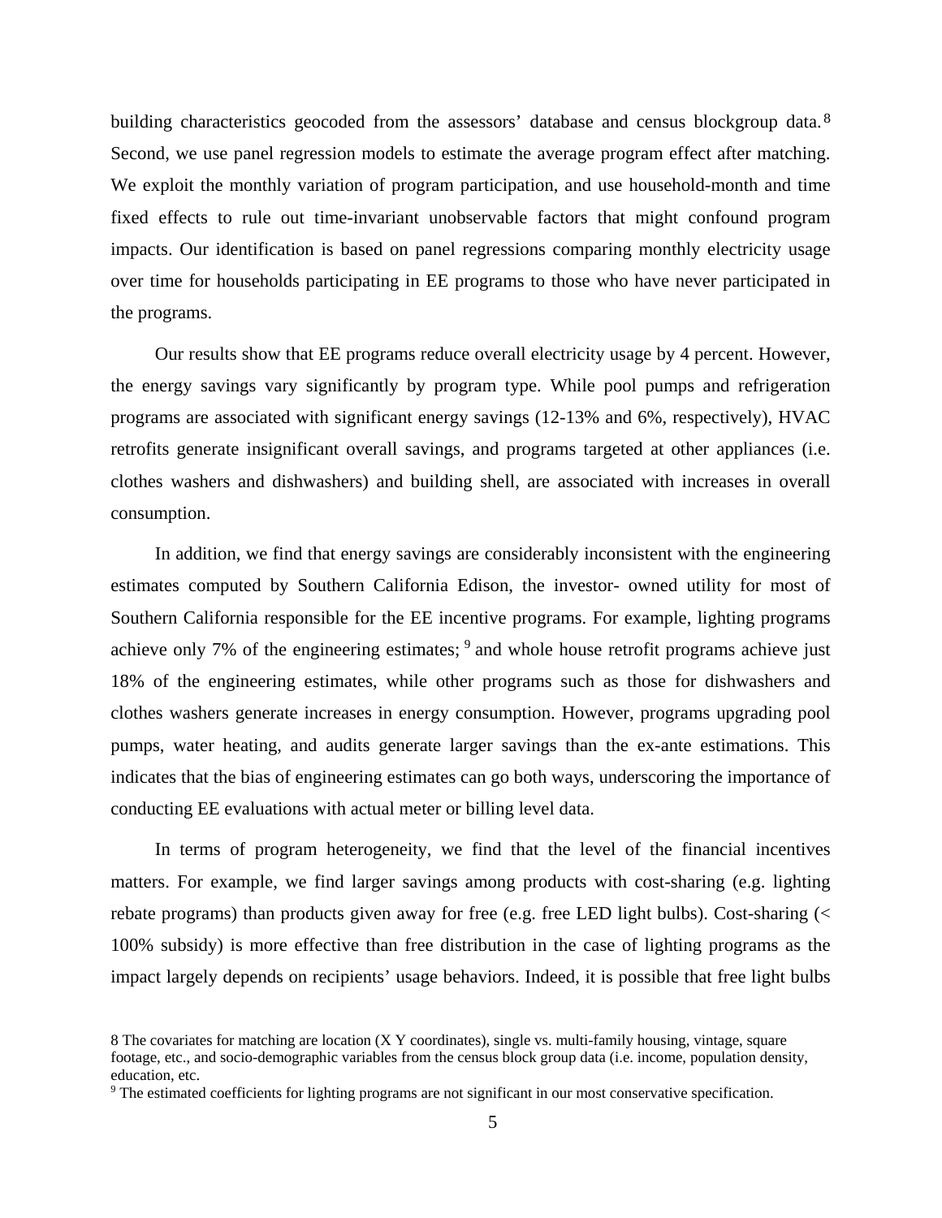building characteristics geocoded from the assessors' database and census blockgroup data.[8] Second, we use panel regression models to estimate the average program effect after matching. We exploit the monthly variation of program participation, and use household-month and time fixed effects to rule out time-invariant unobservable factors that might confound program impacts. Our identification is based on panel regressions comparing monthly electricity usage over time for households participating in EE programs to those who have never participated in the programs.

Our results show that EE programs reduce overall electricity usage by 4 percent. However, the energy savings vary significantly by program type. While pool pumps and refrigeration programs are associated with significant energy savings (12-13% and 6%, respectively), HVAC retrofits generate insignificant overall savings, and programs targeted at other appliances (i.e. clothes washers and dishwashers) and building shell, are associated with increases in overall consumption.

In addition, we find that energy savings are considerably inconsistent with the engineering estimates computed by Southern California Edison, the investor- owned utility for most of Southern California responsible for the EE incentive programs. For example, lighting programs achieve only 7% of the engineering estimates; [9] and whole house retrofit programs achieve just 18% of the engineering estimates, while other programs such as those for dishwashers and clothes washers generate increases in energy consumption. However, programs upgrading pool pumps, water heating, and audits generate larger savings than the ex-ante estimations. This indicates that the bias of engineering estimates can go both ways, underscoring the importance of conducting EE evaluations with actual meter or billing level data.

In terms of program heterogeneity, we find that the level of the financial incentives matters. For example, we find larger savings among products with cost-sharing (e.g. lighting rebate programs) than products given away for free (e.g. free LED light bulbs). Cost-sharing (< 100% subsidy) is more effective than free distribution in the case of lighting programs as the impact largely depends on recipients' usage behaviors. Indeed, it is possible that free light bulbs

8 The covariates for matching are location (X Y coordinates), single vs. multi-family housing, vintage, square footage, etc., and socio-demographic variables from the census block group data (i.e. income, population density, education, etc.

9 The estimated coefficients for lighting programs are not significant in our most conservative specification.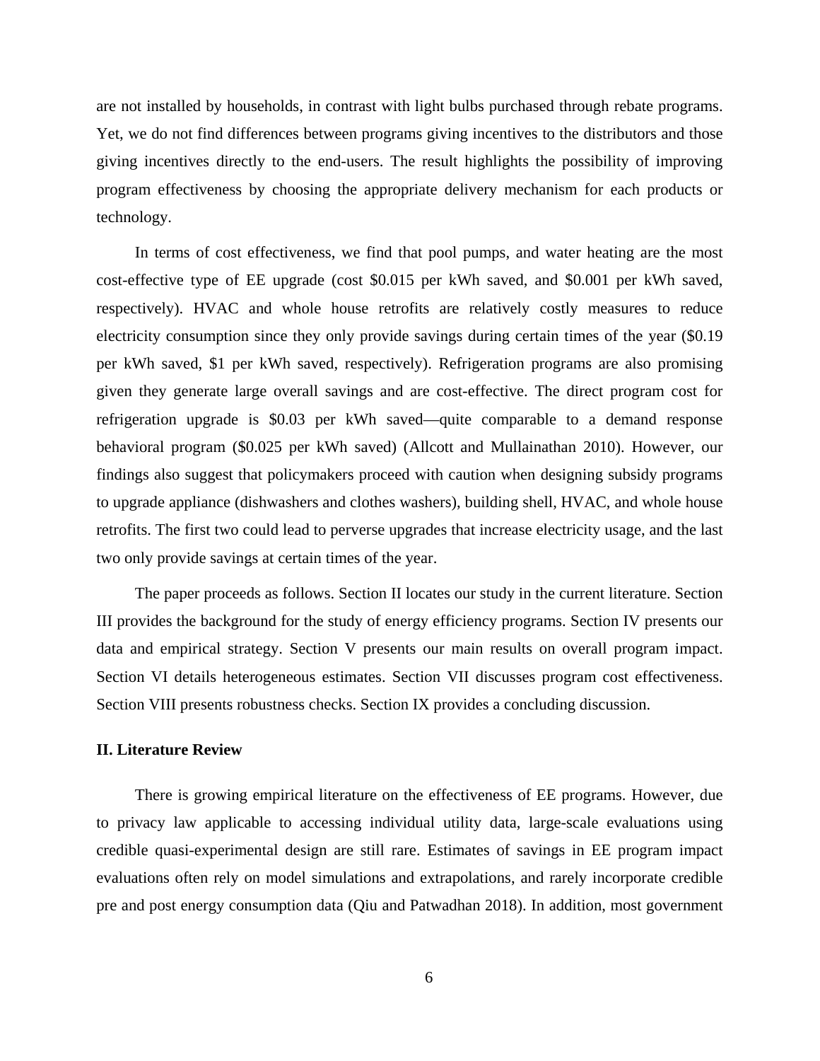are not installed by households, in contrast with light bulbs purchased through rebate programs. Yet, we do not find differences between programs giving incentives to the distributors and those giving incentives directly to the end-users. The result highlights the possibility of improving program effectiveness by choosing the appropriate delivery mechanism for each products or technology.

In terms of cost effectiveness, we find that pool pumps, and water heating are the most cost-effective type of EE upgrade (cost $0.015 per kWh saved, and $0.001 per kWh saved, respectively). HVAC and whole house retrofits are relatively costly measures to reduce electricity consumption since they only provide savings during certain times of the year ($0.19 per kWh saved, $1 per kWh saved, respectively). Refrigeration programs are also promising given they generate large overall savings and are cost-effective. The direct program cost for refrigeration upgrade is $0.03 per kWh saved—quite comparable to a demand response behavioral program ($0.025 per kWh saved) (Allcott and Mullainathan 2010). However, our findings also suggest that policymakers proceed with caution when designing subsidy programs to upgrade appliance (dishwashers and clothes washers), building shell, HVAC, and whole house retrofits. The first two could lead to perverse upgrades that increase electricity usage, and the last two only provide savings at certain times of the year.

The paper proceeds as follows. Section II locates our study in the current literature. Section III provides the background for the study of energy efficiency programs. Section IV presents our data and empirical strategy. Section V presents our main results on overall program impact. Section VI details heterogeneous estimates. Section VII discusses program cost effectiveness. Section VIII presents robustness checks. Section IX provides a concluding discussion.

## II. Literature Review

There is growing empirical literature on the effectiveness of EE programs. However, due to privacy law applicable to accessing individual utility data, large-scale evaluations using credible quasi-experimental design are still rare. Estimates of savings in EE program impact evaluations often rely on model simulations and extrapolations, and rarely incorporate credible pre and post energy consumption data (Qiu and Patwadhan 2018). In addition, most government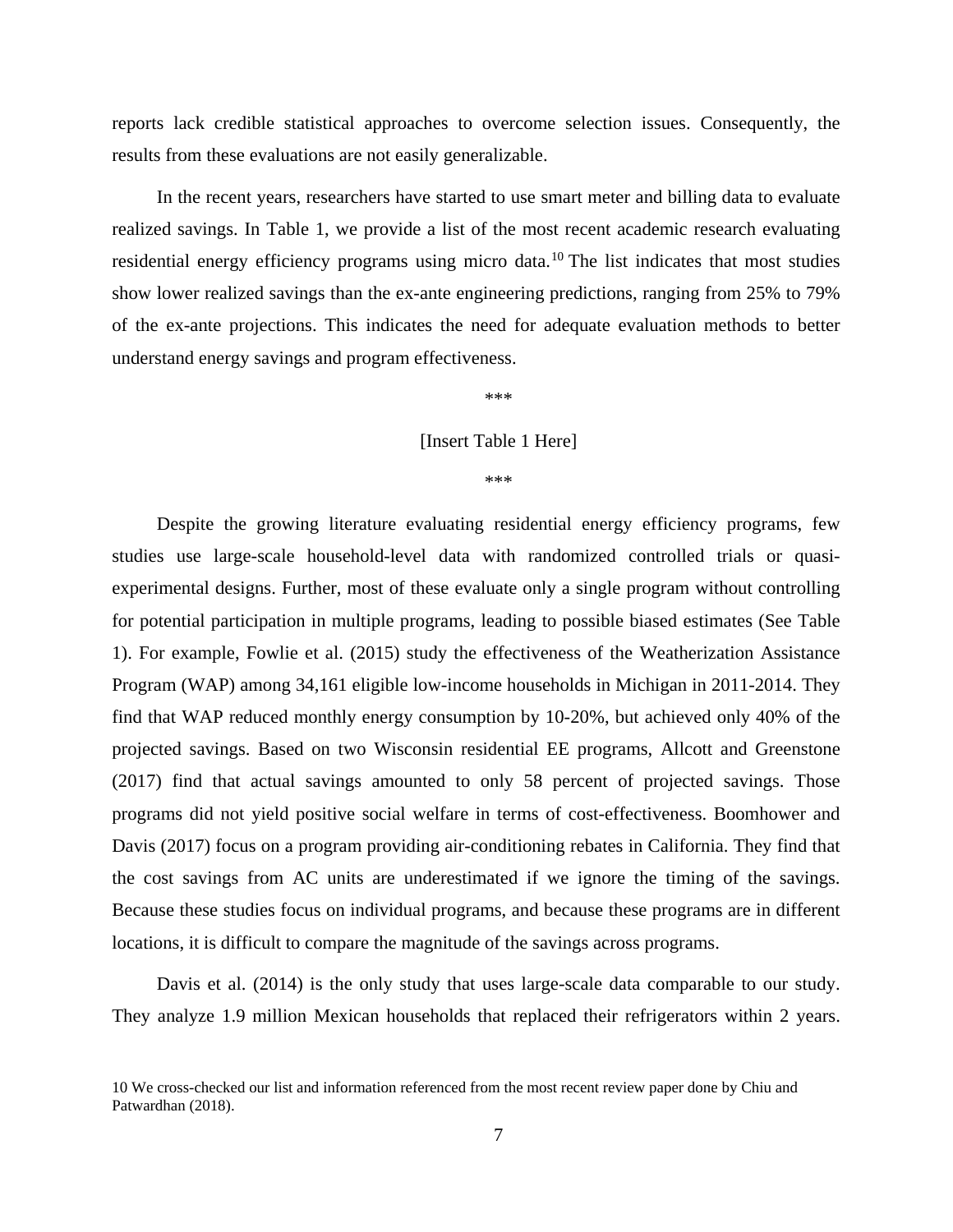reports lack credible statistical approaches to overcome selection issues. Consequently, the results from these evaluations are not easily generalizable.

In the recent years, researchers have started to use smart meter and billing data to evaluate realized savings. In Table 1, we provide a list of the most recent academic research evaluating residential energy efficiency programs using micro data.[10] The list indicates that most studies show lower realized savings than the ex-ante engineering predictions, ranging from 25% to 79% of the ex-ante projections. This indicates the need for adequate evaluation methods to better understand energy savings and program effectiveness.

***

[Insert Table 1 Here]

***

Despite the growing literature evaluating residential energy efficiency programs, few studies use large-scale household-level data with randomized controlled trials or quasi-experimental designs. Further, most of these evaluate only a single program without controlling for potential participation in multiple programs, leading to possible biased estimates (See Table 1). For example, Fowlie et al. (2015) study the effectiveness of the Weatherization Assistance Program (WAP) among 34,161 eligible low-income households in Michigan in 2011-2014. They find that WAP reduced monthly energy consumption by 10-20%, but achieved only 40% of the projected savings. Based on two Wisconsin residential EE programs, Allcott and Greenstone (2017) find that actual savings amounted to only 58 percent of projected savings. Those programs did not yield positive social welfare in terms of cost-effectiveness. Boomhower and Davis (2017) focus on a program providing air-conditioning rebates in California. They find that the cost savings from AC units are underestimated if we ignore the timing of the savings. Because these studies focus on individual programs, and because these programs are in different locations, it is difficult to compare the magnitude of the savings across programs.

Davis et al. (2014) is the only study that uses large-scale data comparable to our study. They analyze 1.9 million Mexican households that replaced their refrigerators within 2 years.

10 We cross-checked our list and information referenced from the most recent review paper done by Chiu and Patwardhan (2018).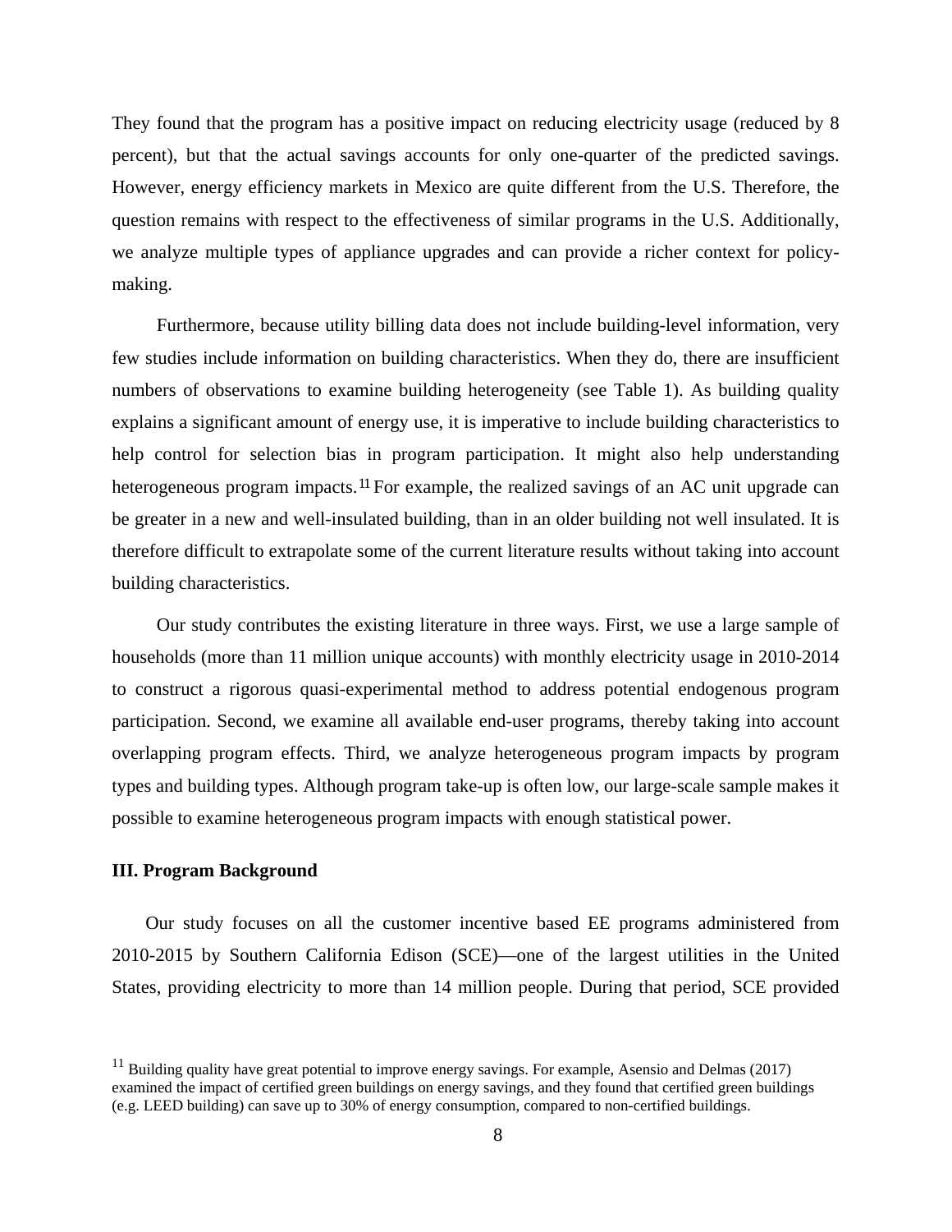They found that the program has a positive impact on reducing electricity usage (reduced by 8 percent), but that the actual savings accounts for only one-quarter of the predicted savings. However, energy efficiency markets in Mexico are quite different from the U.S. Therefore, the question remains with respect to the effectiveness of similar programs in the U.S. Additionally, we analyze multiple types of appliance upgrades and can provide a richer context for policy-making.

Furthermore, because utility billing data does not include building-level information, very few studies include information on building characteristics. When they do, there are insufficient numbers of observations to examine building heterogeneity (see Table 1). As building quality explains a significant amount of energy use, it is imperative to include building characteristics to help control for selection bias in program participation. It might also help understanding heterogeneous program impacts.[11] For example, the realized savings of an AC unit upgrade can be greater in a new and well-insulated building, than in an older building not well insulated. It is therefore difficult to extrapolate some of the current literature results without taking into account building characteristics.

Our study contributes the existing literature in three ways. First, we use a large sample of households (more than 11 million unique accounts) with monthly electricity usage in 2010-2014 to construct a rigorous quasi-experimental method to address potential endogenous program participation. Second, we examine all available end-user programs, thereby taking into account overlapping program effects. Third, we analyze heterogeneous program impacts by program types and building types. Although program take-up is often low, our large-scale sample makes it possible to examine heterogeneous program impacts with enough statistical power.

## III. Program Background

Our study focuses on all the customer incentive based EE programs administered from 2010-2015 by Southern California Edison (SCE)—one of the largest utilities in the United States, providing electricity to more than 14 million people. During that period, SCE provided

[11] Building quality have great potential to improve energy savings. For example, Asensio and Delmas (2017) examined the impact of certified green buildings on energy savings, and they found that certified green buildings (e.g. LEED building) can save up to 30% of energy consumption, compared to non-certified buildings.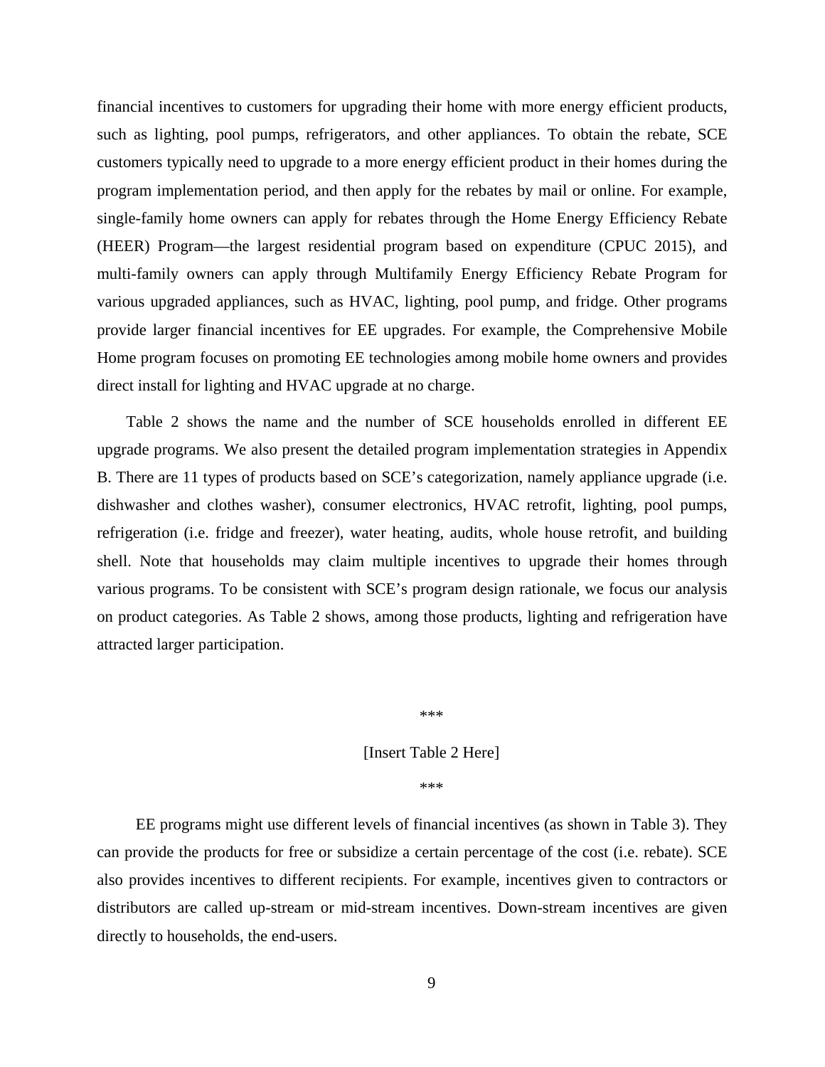financial incentives to customers for upgrading their home with more energy efficient products, such as lighting, pool pumps, refrigerators, and other appliances. To obtain the rebate, SCE customers typically need to upgrade to a more energy efficient product in their homes during the program implementation period, and then apply for the rebates by mail or online. For example, single-family home owners can apply for rebates through the Home Energy Efficiency Rebate (HEER) Program—the largest residential program based on expenditure (CPUC 2015), and multi-family owners can apply through Multifamily Energy Efficiency Rebate Program for various upgraded appliances, such as HVAC, lighting, pool pump, and fridge. Other programs provide larger financial incentives for EE upgrades. For example, the Comprehensive Mobile Home program focuses on promoting EE technologies among mobile home owners and provides direct install for lighting and HVAC upgrade at no charge.

Table 2 shows the name and the number of SCE households enrolled in different EE upgrade programs. We also present the detailed program implementation strategies in Appendix B. There are 11 types of products based on SCE's categorization, namely appliance upgrade (i.e. dishwasher and clothes washer), consumer electronics, HVAC retrofit, lighting, pool pumps, refrigeration (i.e. fridge and freezer), water heating, audits, whole house retrofit, and building shell. Note that households may claim multiple incentives to upgrade their homes through various programs. To be consistent with SCE's program design rationale, we focus our analysis on product categories. As Table 2 shows, among those products, lighting and refrigeration have attracted larger participation.

***

[Insert Table 2 Here]

***

EE programs might use different levels of financial incentives (as shown in Table 3). They can provide the products for free or subsidize a certain percentage of the cost (i.e. rebate). SCE also provides incentives to different recipients. For example, incentives given to contractors or distributors are called up-stream or mid-stream incentives. Down-stream incentives are given directly to households, the end-users.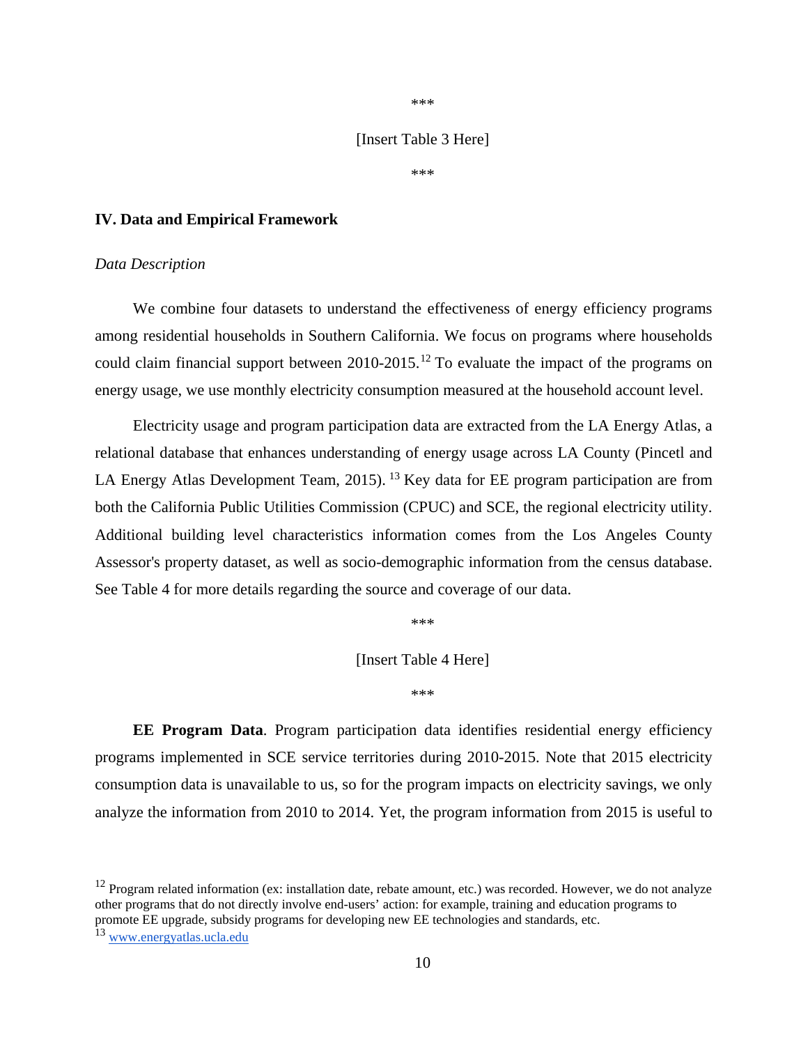***

[Insert Table 3 Here]

***

## IV. Data and Empirical Framework

### *Data Description*

We combine four datasets to understand the effectiveness of energy efficiency programs among residential households in Southern California. We focus on programs where households could claim financial support between 2010-2015.[12] To evaluate the impact of the programs on energy usage, we use monthly electricity consumption measured at the household account level.

Electricity usage and program participation data are extracted from the LA Energy Atlas, a relational database that enhances understanding of energy usage across LA County (Pincetl and LA Energy Atlas Development Team, 2015).[13] Key data for EE program participation are from both the California Public Utilities Commission (CPUC) and SCE, the regional electricity utility. Additional building level characteristics information comes from the Los Angeles County Assessor's property dataset, as well as socio-demographic information from the census database. See Table 4 for more details regarding the source and coverage of our data.

***

[Insert Table 4 Here]

***

**EE Program Data**. Program participation data identifies residential energy efficiency programs implemented in SCE service territories during 2010-2015. Note that 2015 electricity consumption data is unavailable to us, so for the program impacts on electricity savings, we only analyze the information from 2010 to 2014. Yet, the program information from 2015 is useful to

[12] Program related information (ex: installation date, rebate amount, etc.) was recorded. However, we do not analyze other programs that do not directly involve end-users' action: for example, training and education programs to promote EE upgrade, subsidy programs for developing new EE technologies and standards, etc.

[13] www.energyatlas.ucla.edu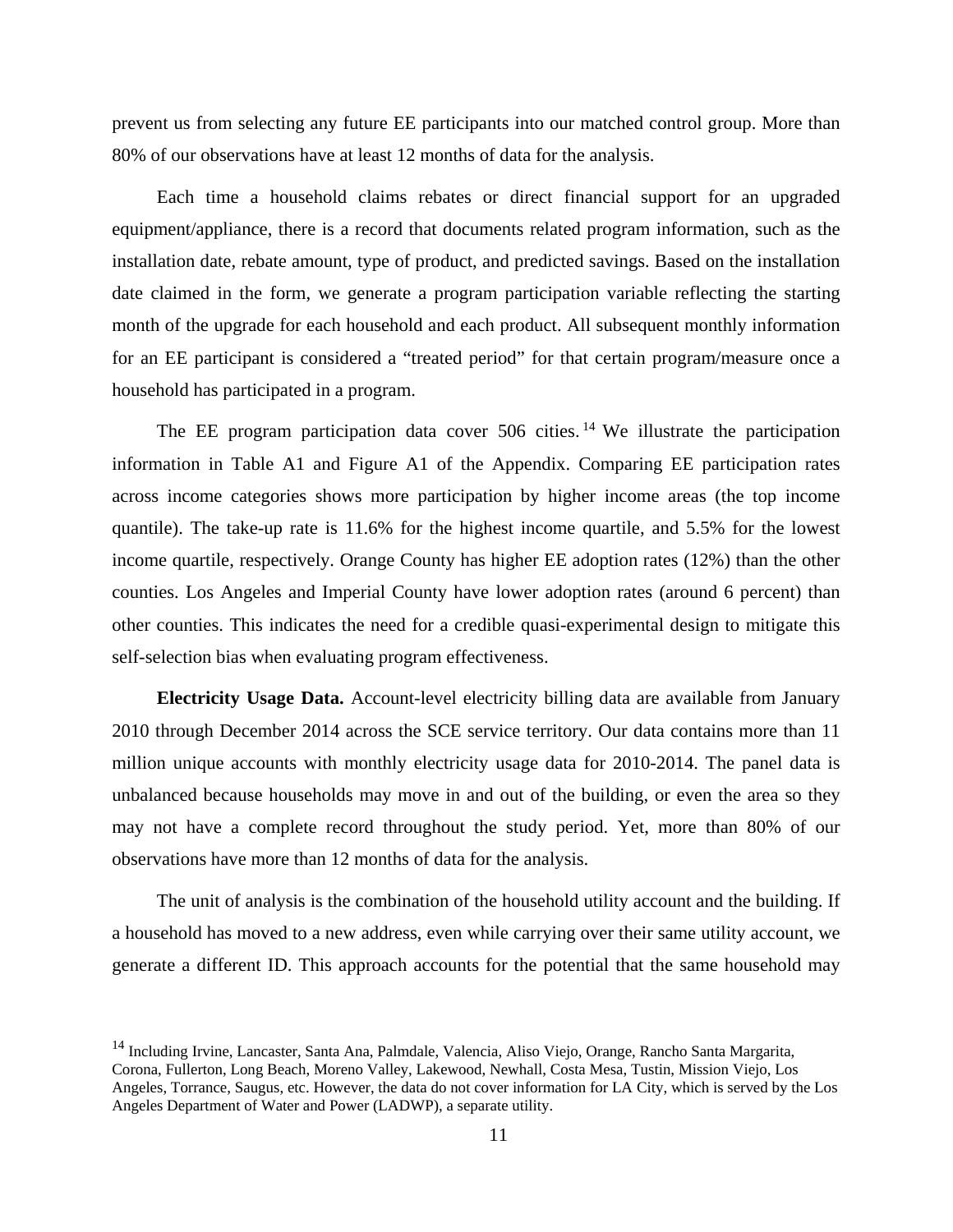prevent us from selecting any future EE participants into our matched control group. More than 80% of our observations have at least 12 months of data for the analysis.

Each time a household claims rebates or direct financial support for an upgraded equipment/appliance, there is a record that documents related program information, such as the installation date, rebate amount, type of product, and predicted savings. Based on the installation date claimed in the form, we generate a program participation variable reflecting the starting month of the upgrade for each household and each product. All subsequent monthly information for an EE participant is considered a "treated period" for that certain program/measure once a household has participated in a program.

The EE program participation data cover 506 cities.[14] We illustrate the participation information in Table A1 and Figure A1 of the Appendix. Comparing EE participation rates across income categories shows more participation by higher income areas (the top income quantile). The take-up rate is 11.6% for the highest income quartile, and 5.5% for the lowest income quartile, respectively. Orange County has higher EE adoption rates (12%) than the other counties. Los Angeles and Imperial County have lower adoption rates (around 6 percent) than other counties. This indicates the need for a credible quasi-experimental design to mitigate this self-selection bias when evaluating program effectiveness.

**Electricity Usage Data.** Account-level electricity billing data are available from January 2010 through December 2014 across the SCE service territory. Our data contains more than 11 million unique accounts with monthly electricity usage data for 2010-2014. The panel data is unbalanced because households may move in and out of the building, or even the area so they may not have a complete record throughout the study period. Yet, more than 80% of our observations have more than 12 months of data for the analysis.

The unit of analysis is the combination of the household utility account and the building. If a household has moved to a new address, even while carrying over their same utility account, we generate a different ID. This approach accounts for the potential that the same household may

[14] Including Irvine, Lancaster, Santa Ana, Palmdale, Valencia, Aliso Viejo, Orange, Rancho Santa Margarita, Corona, Fullerton, Long Beach, Moreno Valley, Lakewood, Newhall, Costa Mesa, Tustin, Mission Viejo, Los Angeles, Torrance, Saugus, etc. However, the data do not cover information for LA City, which is served by the Los Angeles Department of Water and Power (LADWP), a separate utility.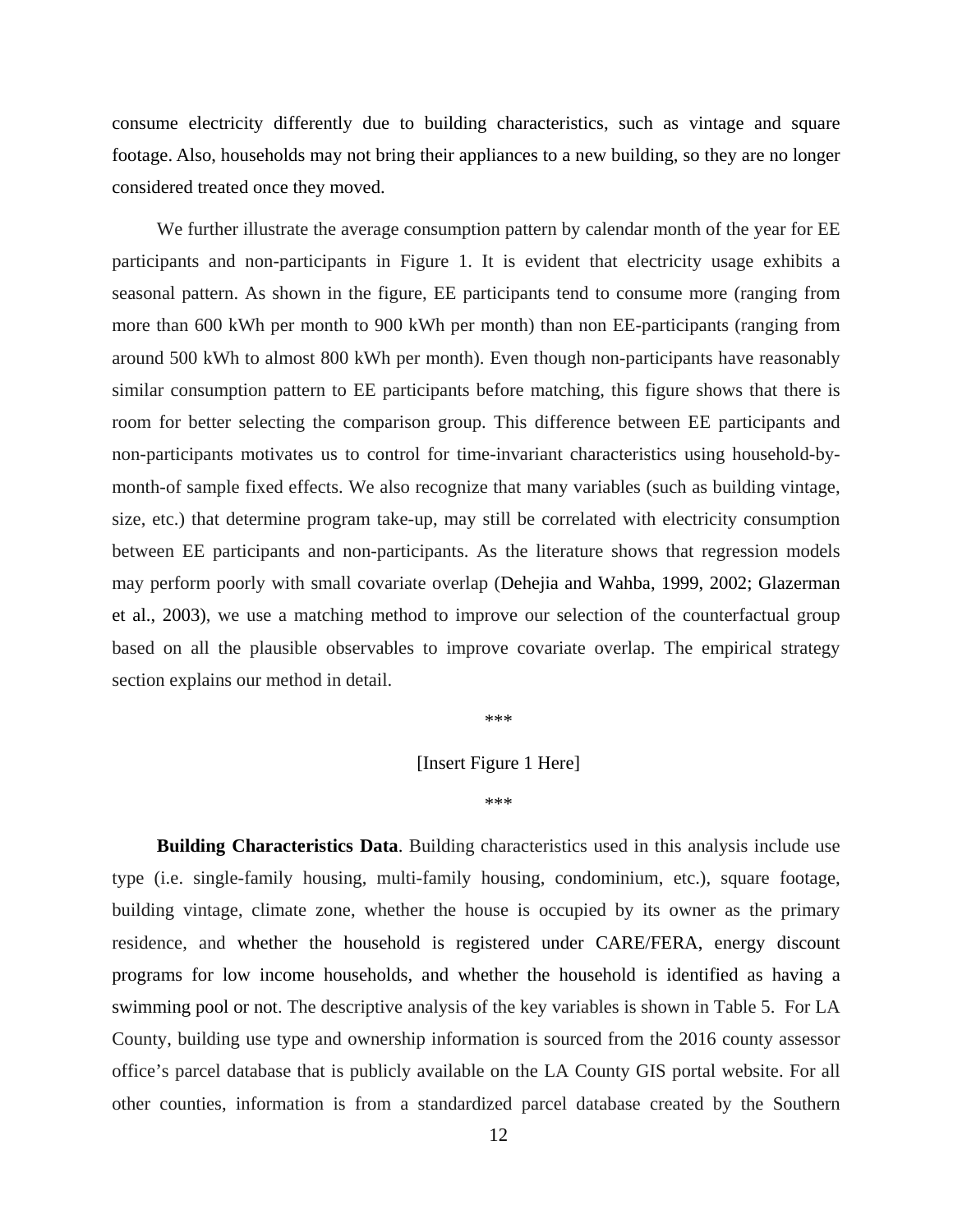consume electricity differently due to building characteristics, such as vintage and square footage. Also, households may not bring their appliances to a new building, so they are no longer considered treated once they moved.

We further illustrate the average consumption pattern by calendar month of the year for EE participants and non-participants in Figure 1. It is evident that electricity usage exhibits a seasonal pattern. As shown in the figure, EE participants tend to consume more (ranging from more than 600 kWh per month to 900 kWh per month) than non EE-participants (ranging from around 500 kWh to almost 800 kWh per month). Even though non-participants have reasonably similar consumption pattern to EE participants before matching, this figure shows that there is room for better selecting the comparison group. This difference between EE participants and non-participants motivates us to control for time-invariant characteristics using household-by-month-of sample fixed effects. We also recognize that many variables (such as building vintage, size, etc.) that determine program take-up, may still be correlated with electricity consumption between EE participants and non-participants. As the literature shows that regression models may perform poorly with small covariate overlap (Dehejia and Wahba, 1999, 2002; Glazerman et al., 2003), we use a matching method to improve our selection of the counterfactual group based on all the plausible observables to improve covariate overlap. The empirical strategy section explains our method in detail.

***

[Insert Figure 1 Here]

***

**Building Characteristics Data**. Building characteristics used in this analysis include use type (i.e. single-family housing, multi-family housing, condominium, etc.), square footage, building vintage, climate zone, whether the house is occupied by its owner as the primary residence, and whether the household is registered under CARE/FERA, energy discount programs for low income households, and whether the household is identified as having a swimming pool or not. The descriptive analysis of the key variables is shown in Table 5. For LA County, building use type and ownership information is sourced from the 2016 county assessor office's parcel database that is publicly available on the LA County GIS portal website. For all other counties, information is from a standardized parcel database created by the Southern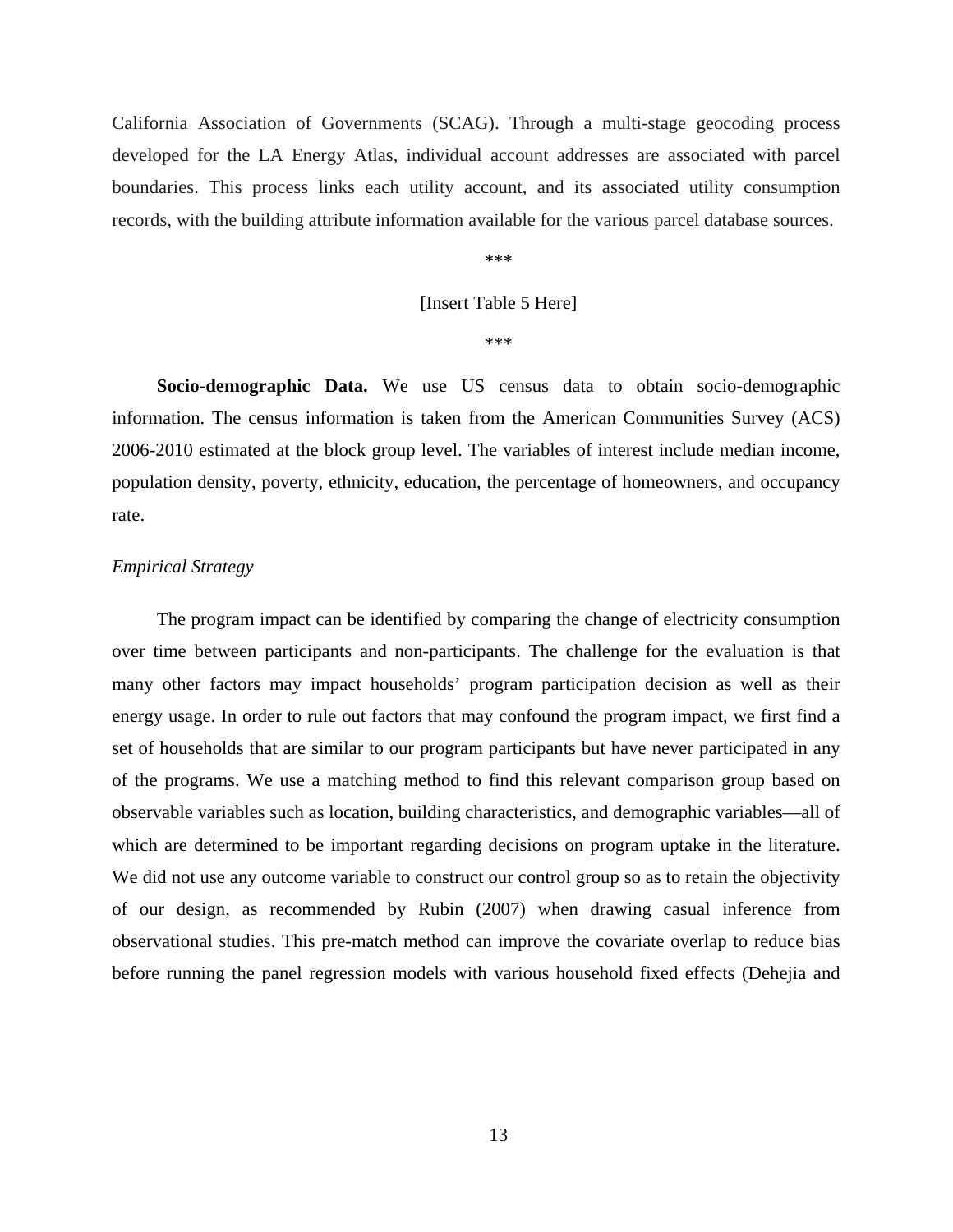California Association of Governments (SCAG). Through a multi-stage geocoding process developed for the LA Energy Atlas, individual account addresses are associated with parcel boundaries. This process links each utility account, and its associated utility consumption records, with the building attribute information available for the various parcel database sources.

***

[Insert Table 5 Here]

***

**Socio-demographic Data.** We use US census data to obtain socio-demographic information. The census information is taken from the American Communities Survey (ACS) 2006-2010 estimated at the block group level. The variables of interest include median income, population density, poverty, ethnicity, education, the percentage of homeowners, and occupancy rate.

*Empirical Strategy*

The program impact can be identified by comparing the change of electricity consumption over time between participants and non-participants. The challenge for the evaluation is that many other factors may impact households' program participation decision as well as their energy usage. In order to rule out factors that may confound the program impact, we first find a set of households that are similar to our program participants but have never participated in any of the programs. We use a matching method to find this relevant comparison group based on observable variables such as location, building characteristics, and demographic variables—all of which are determined to be important regarding decisions on program uptake in the literature. We did not use any outcome variable to construct our control group so as to retain the objectivity of our design, as recommended by Rubin (2007) when drawing casual inference from observational studies. This pre-match method can improve the covariate overlap to reduce bias before running the panel regression models with various household fixed effects (Dehejia and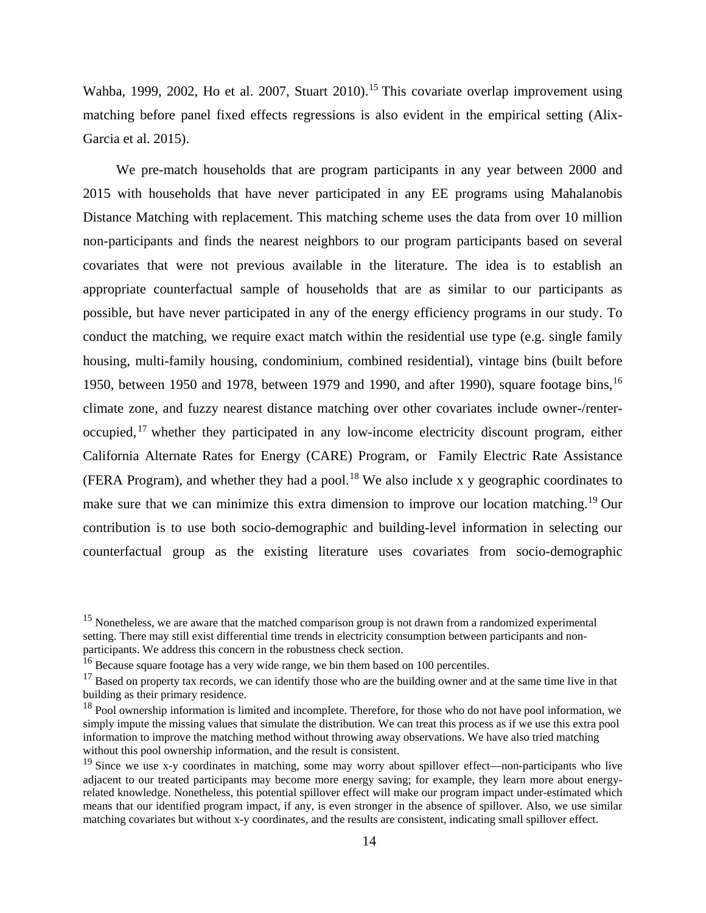Wahba, 1999, 2002, Ho et al. 2007, Stuart 2010).[15] This covariate overlap improvement using matching before panel fixed effects regressions is also evident in the empirical setting (Alix-Garcia et al. 2015).

We pre-match households that are program participants in any year between 2000 and 2015 with households that have never participated in any EE programs using Mahalanobis Distance Matching with replacement. This matching scheme uses the data from over 10 million non-participants and finds the nearest neighbors to our program participants based on several covariates that were not previous available in the literature. The idea is to establish an appropriate counterfactual sample of households that are as similar to our participants as possible, but have never participated in any of the energy efficiency programs in our study. To conduct the matching, we require exact match within the residential use type (e.g. single family housing, multi-family housing, condominium, combined residential), vintage bins (built before 1950, between 1950 and 1978, between 1979 and 1990, and after 1990), square footage bins,[16] climate zone, and fuzzy nearest distance matching over other covariates include owner-/renter-occupied,[17] whether they participated in any low-income electricity discount program, either California Alternate Rates for Energy (CARE) Program, or Family Electric Rate Assistance (FERA Program), and whether they had a pool.[18] We also include x y geographic coordinates to make sure that we can minimize this extra dimension to improve our location matching.[19] Our contribution is to use both socio-demographic and building-level information in selecting our counterfactual group as the existing literature uses covariates from socio-demographic

[15] Nonetheless, we are aware that the matched comparison group is not drawn from a randomized experimental setting. There may still exist differential time trends in electricity consumption between participants and non-participants. We address this concern in the robustness check section.

[16] Because square footage has a very wide range, we bin them based on 100 percentiles.

[17] Based on property tax records, we can identify those who are the building owner and at the same time live in that building as their primary residence.

[18] Pool ownership information is limited and incomplete. Therefore, for those who do not have pool information, we simply impute the missing values that simulate the distribution. We can treat this process as if we use this extra pool information to improve the matching method without throwing away observations. We have also tried matching without this pool ownership information, and the result is consistent.

[19] Since we use x-y coordinates in matching, some may worry about spillover effect—non-participants who live adjacent to our treated participants may become more energy saving; for example, they learn more about energy-related knowledge. Nonetheless, this potential spillover effect will make our program impact under-estimated which means that our identified program impact, if any, is even stronger in the absence of spillover. Also, we use similar matching covariates but without x-y coordinates, and the results are consistent, indicating small spillover effect.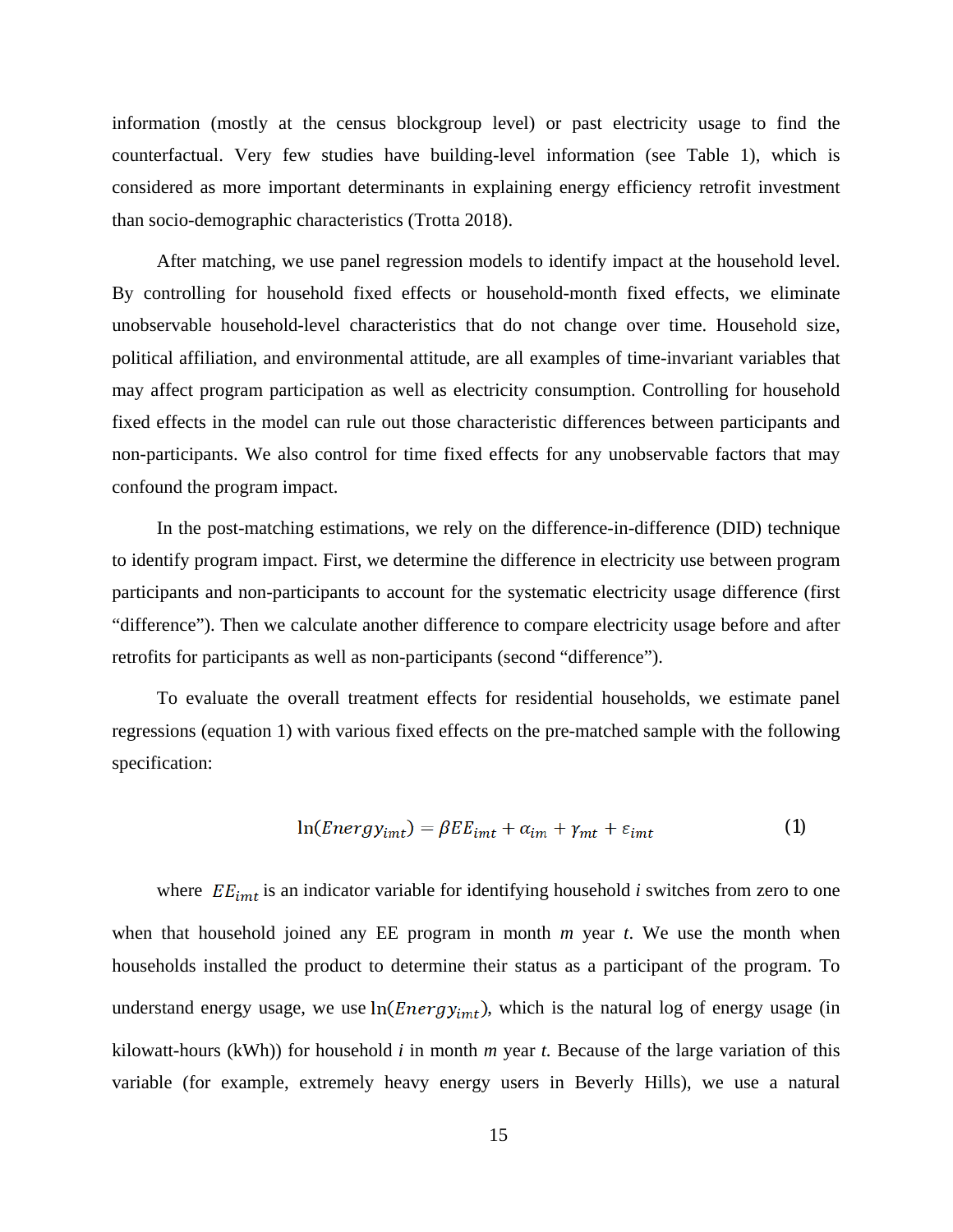information (mostly at the census blockgroup level) or past electricity usage to find the counterfactual. Very few studies have building-level information (see Table 1), which is considered as more important determinants in explaining energy efficiency retrofit investment than socio-demographic characteristics (Trotta 2018).

After matching, we use panel regression models to identify impact at the household level. By controlling for household fixed effects or household-month fixed effects, we eliminate unobservable household-level characteristics that do not change over time. Household size, political affiliation, and environmental attitude, are all examples of time-invariant variables that may affect program participation as well as electricity consumption. Controlling for household fixed effects in the model can rule out those characteristic differences between participants and non-participants. We also control for time fixed effects for any unobservable factors that may confound the program impact.

In the post-matching estimations, we rely on the difference-in-difference (DID) technique to identify program impact. First, we determine the difference in electricity use between program participants and non-participants to account for the systematic electricity usage difference (first "difference"). Then we calculate another difference to compare electricity usage before and after retrofits for participants as well as non-participants (second "difference").

To evaluate the overall treatment effects for residential households, we estimate panel regressions (equation 1) with various fixed effects on the pre-matched sample with the following specification:

$$\ln(Energy_{imt}) = \beta EE_{imt} + \alpha_{im} + \gamma_{mt} + \varepsilon_{imt} \tag{1}$$

where $EE_{imt}$ is an indicator variable for identifying household *i* switches from zero to one when that household joined any EE program in month *m* year *t*. We use the month when households installed the product to determine their status as a participant of the program. To understand energy usage, we use $\ln(Energy_{imt})$, which is the natural log of energy usage (in kilowatt-hours (kWh)) for household *i* in month *m* year *t*. Because of the large variation of this variable (for example, extremely heavy energy users in Beverly Hills), we use a natural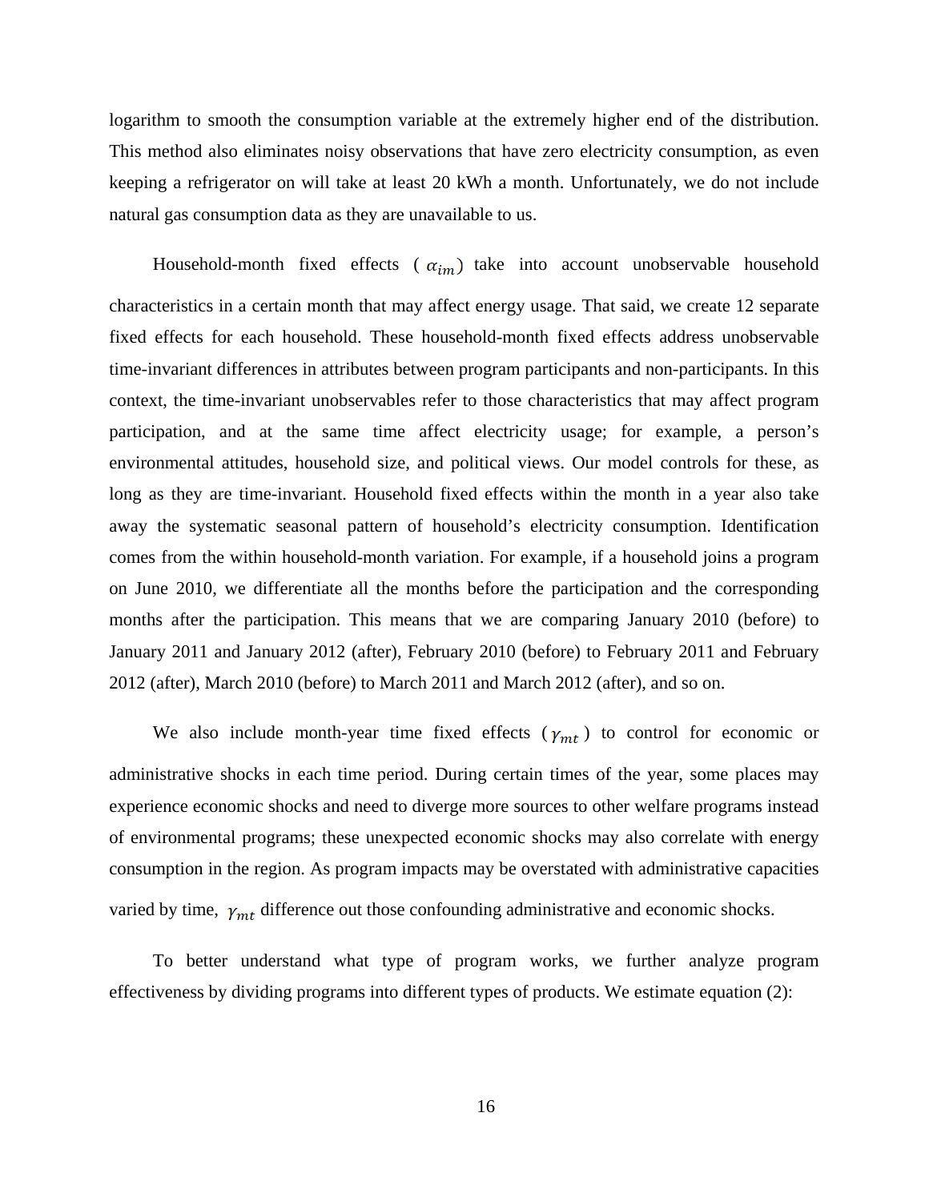logarithm to smooth the consumption variable at the extremely higher end of the distribution. This method also eliminates noisy observations that have zero electricity consumption, as even keeping a refrigerator on will take at least 20 kWh a month. Unfortunately, we do not include natural gas consumption data as they are unavailable to us.

Household-month fixed effects ($\alpha_{im}$) take into account unobservable household characteristics in a certain month that may affect energy usage. That said, we create 12 separate fixed effects for each household. These household-month fixed effects address unobservable time-invariant differences in attributes between program participants and non-participants. In this context, the time-invariant unobservables refer to those characteristics that may affect program participation, and at the same time affect electricity usage; for example, a person's environmental attitudes, household size, and political views. Our model controls for these, as long as they are time-invariant. Household fixed effects within the month in a year also take away the systematic seasonal pattern of household's electricity consumption. Identification comes from the within household-month variation. For example, if a household joins a program on June 2010, we differentiate all the months before the participation and the corresponding months after the participation. This means that we are comparing January 2010 (before) to January 2011 and January 2012 (after), February 2010 (before) to February 2011 and February 2012 (after), March 2010 (before) to March 2011 and March 2012 (after), and so on.

We also include month-year time fixed effects ($\gamma_{mt}$) to control for economic or administrative shocks in each time period. During certain times of the year, some places may experience economic shocks and need to diverge more sources to other welfare programs instead of environmental programs; these unexpected economic shocks may also correlate with energy consumption in the region. As program impacts may be overstated with administrative capacities varied by time, $\gamma_{mt}$ difference out those confounding administrative and economic shocks.

To better understand what type of program works, we further analyze program effectiveness by dividing programs into different types of products. We estimate equation (2):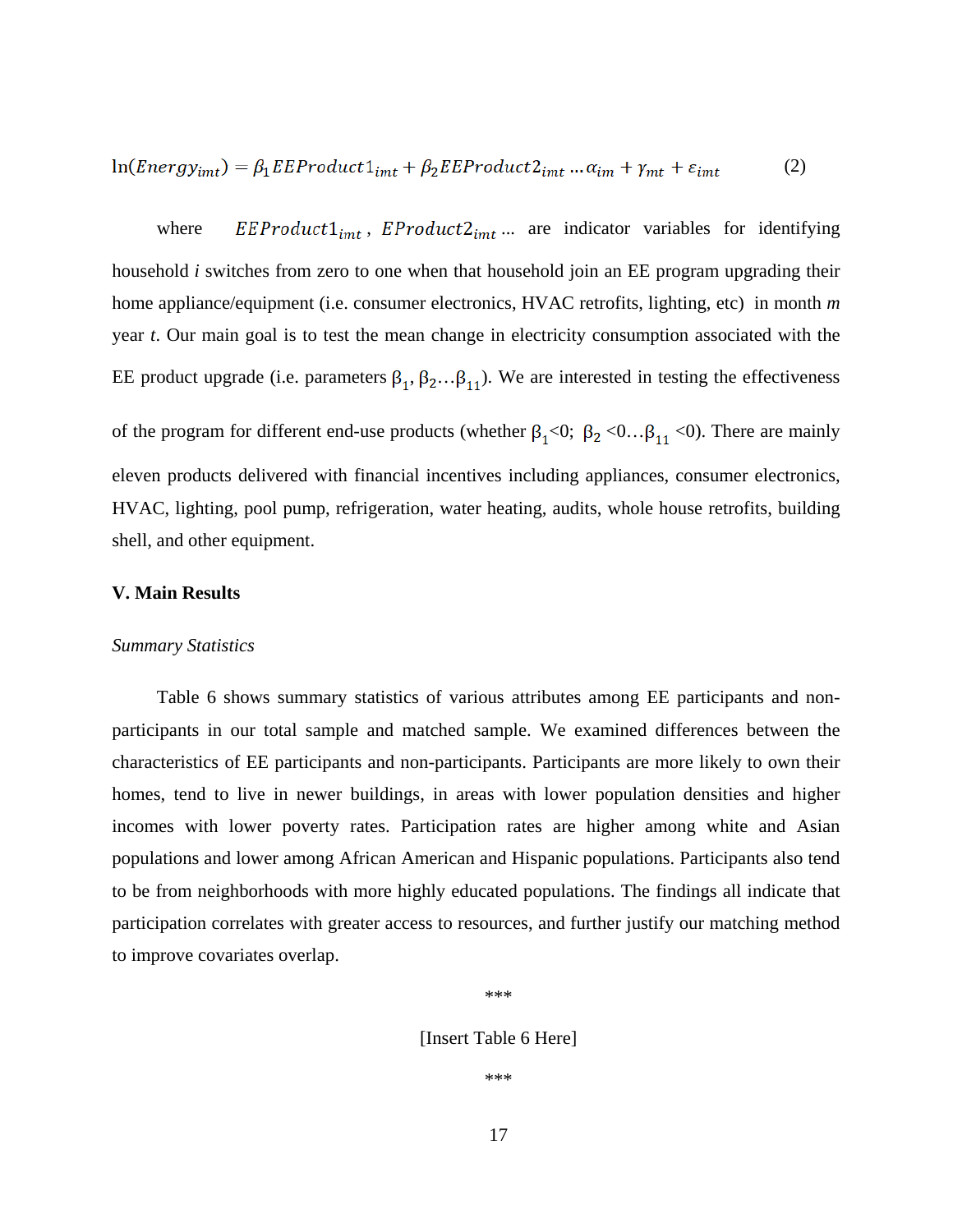$$\ln(Energy_{imt}) = \beta_1 EEProduct1_{imt} + \beta_2 EEProduct2_{imt} \ldots \alpha_{im} + \gamma_{mt} + \varepsilon_{imt} \tag{2}$$

where $EEProduct1_{imt}$, $EProduct2_{imt} \ldots$ are indicator variables for identifying household *i* switches from zero to one when that household join an EE program upgrading their home appliance/equipment (i.e. consumer electronics, HVAC retrofits, lighting, etc) in month *m* year *t*. Our main goal is to test the mean change in electricity consumption associated with the EE product upgrade (i.e. parameters $\beta_1, \beta_2 \ldots \beta_{11}$). We are interested in testing the effectiveness of the program for different end-use products (whether $\beta_1 < 0$; $\beta_2 < 0 \ldots \beta_{11} < 0$). There are mainly eleven products delivered with financial incentives including appliances, consumer electronics, HVAC, lighting, pool pump, refrigeration, water heating, audits, whole house retrofits, building shell, and other equipment.

## V. Main Results

*Summary Statistics*

Table 6 shows summary statistics of various attributes among EE participants and non-participants in our total sample and matched sample. We examined differences between the characteristics of EE participants and non-participants. Participants are more likely to own their homes, tend to live in newer buildings, in areas with lower population densities and higher incomes with lower poverty rates. Participation rates are higher among white and Asian populations and lower among African American and Hispanic populations. Participants also tend to be from neighborhoods with more highly educated populations. The findings all indicate that participation correlates with greater access to resources, and further justify our matching method to improve covariates overlap.

***

[Insert Table 6 Here]

***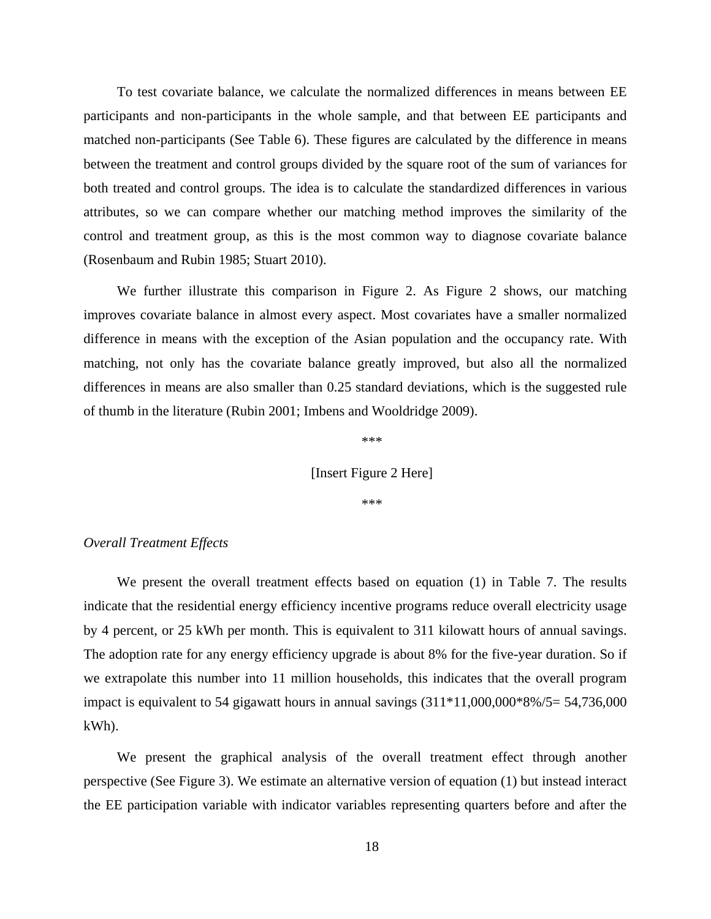To test covariate balance, we calculate the normalized differences in means between EE participants and non-participants in the whole sample, and that between EE participants and matched non-participants (See Table 6). These figures are calculated by the difference in means between the treatment and control groups divided by the square root of the sum of variances for both treated and control groups. The idea is to calculate the standardized differences in various attributes, so we can compare whether our matching method improves the similarity of the control and treatment group, as this is the most common way to diagnose covariate balance (Rosenbaum and Rubin 1985; Stuart 2010).

We further illustrate this comparison in Figure 2. As Figure 2 shows, our matching improves covariate balance in almost every aspect. Most covariates have a smaller normalized difference in means with the exception of the Asian population and the occupancy rate. With matching, not only has the covariate balance greatly improved, but also all the normalized differences in means are also smaller than 0.25 standard deviations, which is the suggested rule of thumb in the literature (Rubin 2001; Imbens and Wooldridge 2009).

***

[Insert Figure 2 Here]

***

*Overall Treatment Effects*

We present the overall treatment effects based on equation (1) in Table 7. The results indicate that the residential energy efficiency incentive programs reduce overall electricity usage by 4 percent, or 25 kWh per month. This is equivalent to 311 kilowatt hours of annual savings. The adoption rate for any energy efficiency upgrade is about 8% for the five-year duration. So if we extrapolate this number into 11 million households, this indicates that the overall program impact is equivalent to 54 gigawatt hours in annual savings (311*11,000,000*8%/5= 54,736,000 kWh).

We present the graphical analysis of the overall treatment effect through another perspective (See Figure 3). We estimate an alternative version of equation (1) but instead interact the EE participation variable with indicator variables representing quarters before and after the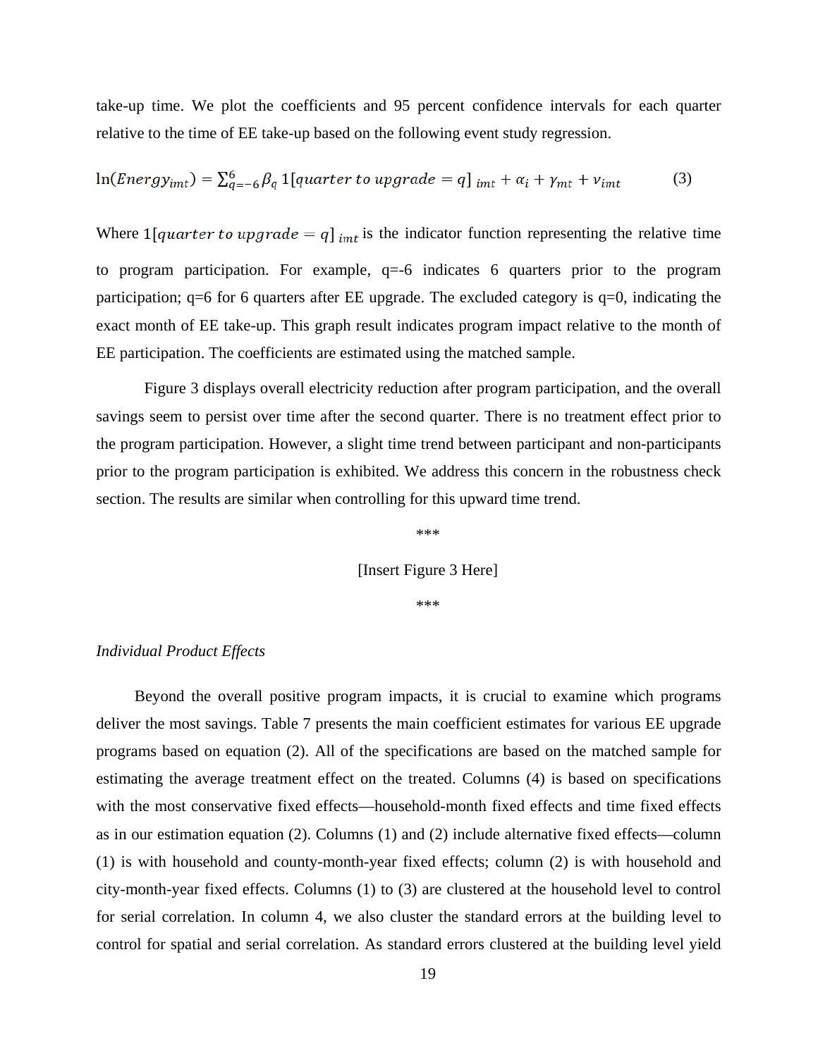take-up time. We plot the coefficients and 95 percent confidence intervals for each quarter relative to the time of EE take-up based on the following event study regression.

$$\ln(Energy_{imt}) = \sum_{q=-6}^{6} \beta_q \, 1[quarter\ to\ upgrade = q]_{\ imt} + \alpha_i + \gamma_{mt} + \nu_{imt} \qquad (3)$$

Where $1[quarter\ to\ upgrade = q]_{\ imt}$ is the indicator function representing the relative time to program participation. For example, q=-6 indicates 6 quarters prior to the program participation; q=6 for 6 quarters after EE upgrade. The excluded category is q=0, indicating the exact month of EE take-up. This graph result indicates program impact relative to the month of EE participation. The coefficients are estimated using the matched sample.

Figure 3 displays overall electricity reduction after program participation, and the overall savings seem to persist over time after the second quarter. There is no treatment effect prior to the program participation. However, a slight time trend between participant and non-participants prior to the program participation is exhibited. We address this concern in the robustness check section. The results are similar when controlling for this upward time trend.

***

[Insert Figure 3 Here]

***

*Individual Product Effects*

Beyond the overall positive program impacts, it is crucial to examine which programs deliver the most savings. Table 7 presents the main coefficient estimates for various EE upgrade programs based on equation (2). All of the specifications are based on the matched sample for estimating the average treatment effect on the treated. Columns (4) is based on specifications with the most conservative fixed effects—household-month fixed effects and time fixed effects as in our estimation equation (2). Columns (1) and (2) include alternative fixed effects—column (1) is with household and county-month-year fixed effects; column (2) is with household and city-month-year fixed effects. Columns (1) to (3) are clustered at the household level to control for serial correlation. In column 4, we also cluster the standard errors at the building level to control for spatial and serial correlation. As standard errors clustered at the building level yield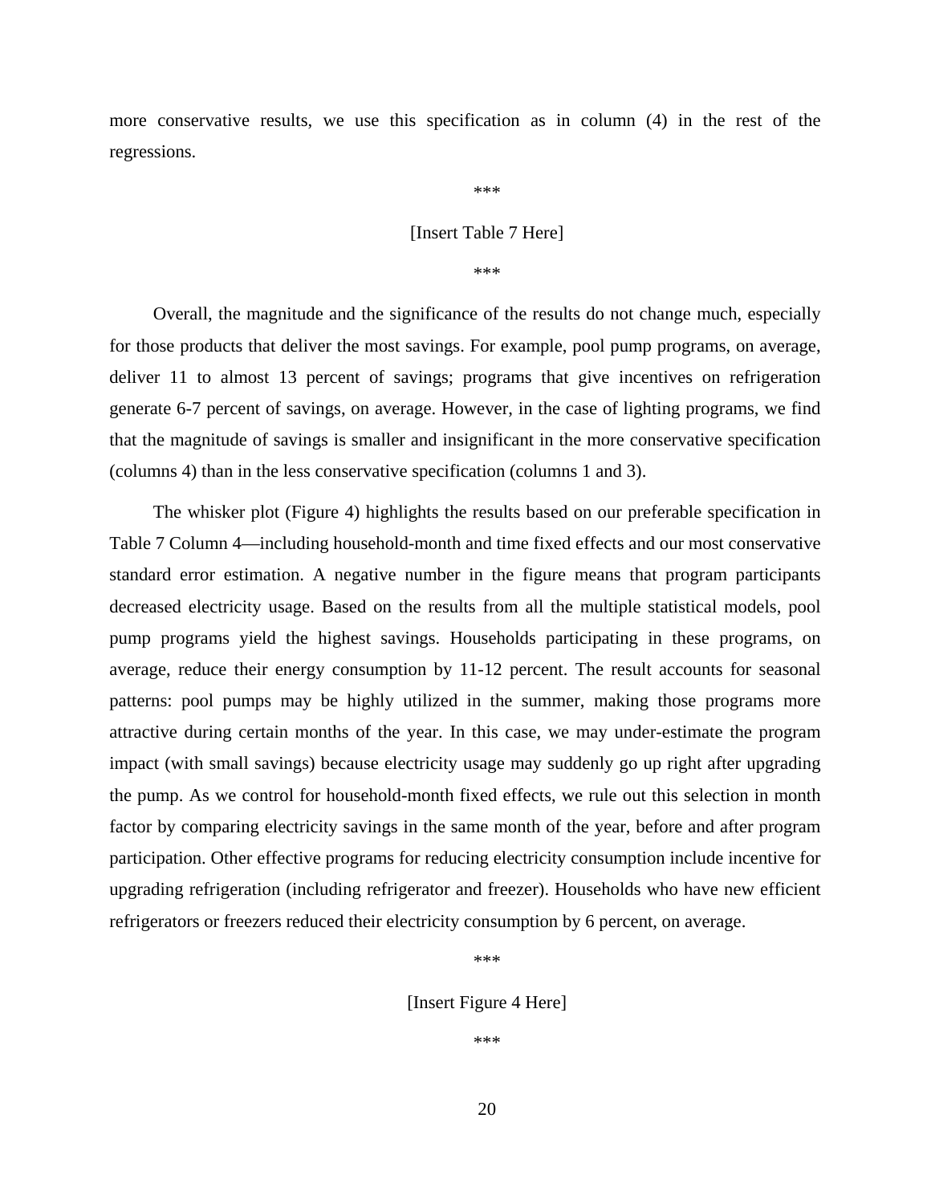more conservative results, we use this specification as in column (4) in the rest of the regressions.

***

[Insert Table 7 Here]

***

Overall, the magnitude and the significance of the results do not change much, especially for those products that deliver the most savings. For example, pool pump programs, on average, deliver 11 to almost 13 percent of savings; programs that give incentives on refrigeration generate 6-7 percent of savings, on average. However, in the case of lighting programs, we find that the magnitude of savings is smaller and insignificant in the more conservative specification (columns 4) than in the less conservative specification (columns 1 and 3).

The whisker plot (Figure 4) highlights the results based on our preferable specification in Table 7 Column 4—including household-month and time fixed effects and our most conservative standard error estimation. A negative number in the figure means that program participants decreased electricity usage. Based on the results from all the multiple statistical models, pool pump programs yield the highest savings. Households participating in these programs, on average, reduce their energy consumption by 11-12 percent. The result accounts for seasonal patterns: pool pumps may be highly utilized in the summer, making those programs more attractive during certain months of the year. In this case, we may under-estimate the program impact (with small savings) because electricity usage may suddenly go up right after upgrading the pump. As we control for household-month fixed effects, we rule out this selection in month factor by comparing electricity savings in the same month of the year, before and after program participation. Other effective programs for reducing electricity consumption include incentive for upgrading refrigeration (including refrigerator and freezer). Households who have new efficient refrigerators or freezers reduced their electricity consumption by 6 percent, on average.

***

[Insert Figure 4 Here]

***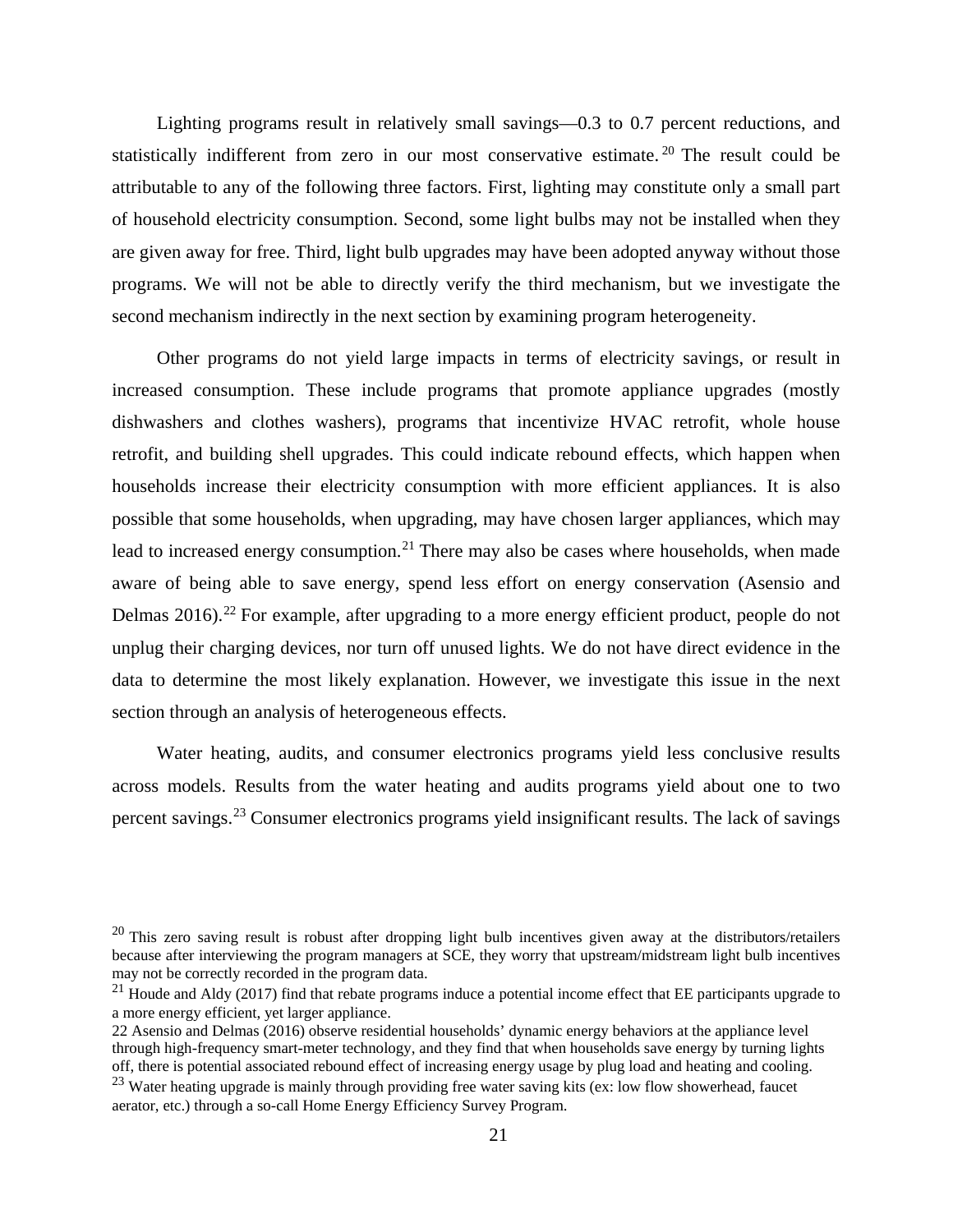Lighting programs result in relatively small savings—0.3 to 0.7 percent reductions, and statistically indifferent from zero in our most conservative estimate.[20] The result could be attributable to any of the following three factors. First, lighting may constitute only a small part of household electricity consumption. Second, some light bulbs may not be installed when they are given away for free. Third, light bulb upgrades may have been adopted anyway without those programs. We will not be able to directly verify the third mechanism, but we investigate the second mechanism indirectly in the next section by examining program heterogeneity.

Other programs do not yield large impacts in terms of electricity savings, or result in increased consumption. These include programs that promote appliance upgrades (mostly dishwashers and clothes washers), programs that incentivize HVAC retrofit, whole house retrofit, and building shell upgrades. This could indicate rebound effects, which happen when households increase their electricity consumption with more efficient appliances. It is also possible that some households, when upgrading, may have chosen larger appliances, which may lead to increased energy consumption.[21] There may also be cases where households, when made aware of being able to save energy, spend less effort on energy conservation (Asensio and Delmas 2016).[22] For example, after upgrading to a more energy efficient product, people do not unplug their charging devices, nor turn off unused lights. We do not have direct evidence in the data to determine the most likely explanation. However, we investigate this issue in the next section through an analysis of heterogeneous effects.

Water heating, audits, and consumer electronics programs yield less conclusive results across models. Results from the water heating and audits programs yield about one to two percent savings.[23] Consumer electronics programs yield insignificant results. The lack of savings

[20] This zero saving result is robust after dropping light bulb incentives given away at the distributors/retailers because after interviewing the program managers at SCE, they worry that upstream/midstream light bulb incentives may not be correctly recorded in the program data.

[21] Houde and Aldy (2017) find that rebate programs induce a potential income effect that EE participants upgrade to a more energy efficient, yet larger appliance.

[22] Asensio and Delmas (2016) observe residential households' dynamic energy behaviors at the appliance level through high-frequency smart-meter technology, and they find that when households save energy by turning lights off, there is potential associated rebound effect of increasing energy usage by plug load and heating and cooling.

[23] Water heating upgrade is mainly through providing free water saving kits (ex: low flow showerhead, faucet aerator, etc.) through a so-call Home Energy Efficiency Survey Program.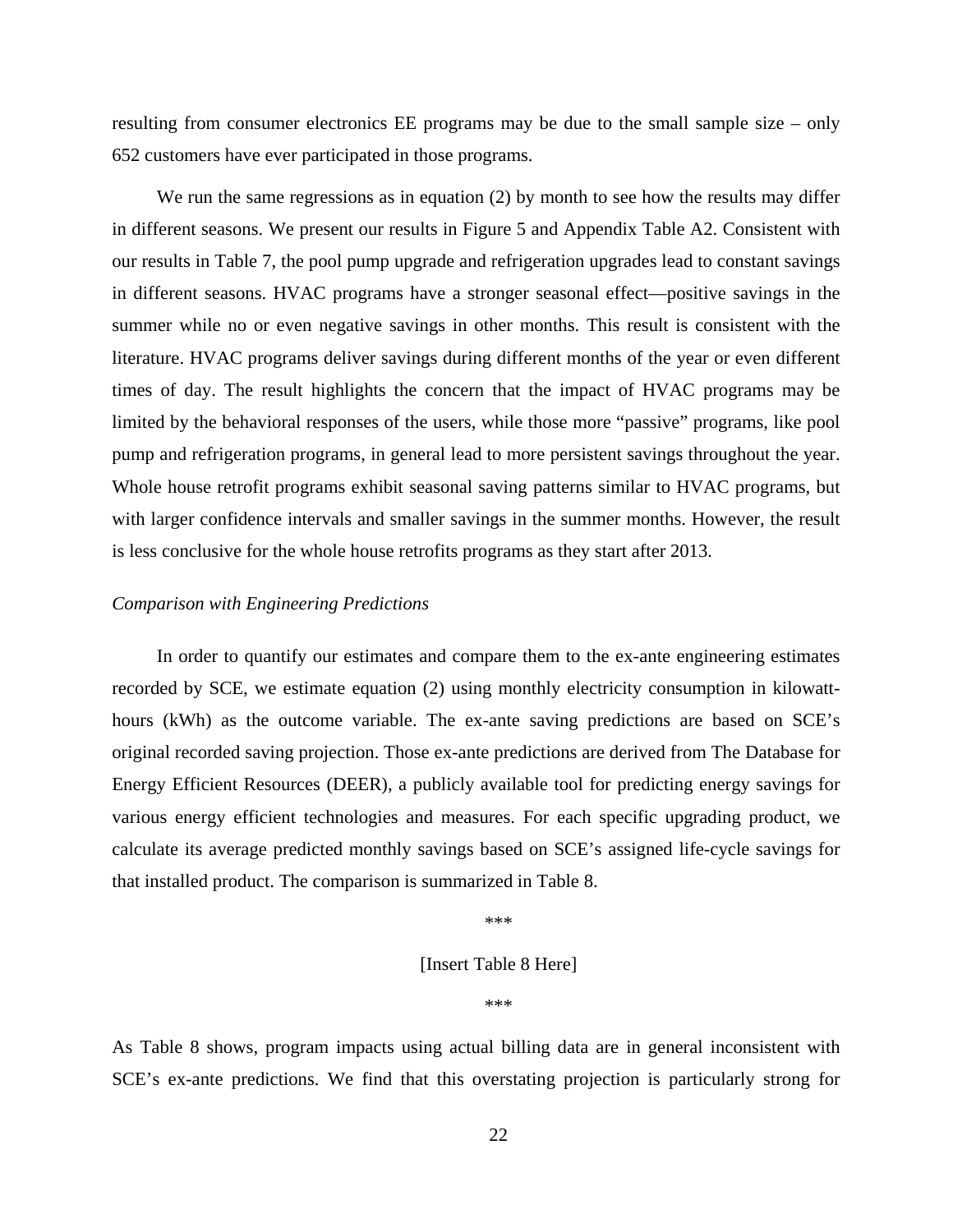resulting from consumer electronics EE programs may be due to the small sample size – only 652 customers have ever participated in those programs.

We run the same regressions as in equation (2) by month to see how the results may differ in different seasons. We present our results in Figure 5 and Appendix Table A2. Consistent with our results in Table 7, the pool pump upgrade and refrigeration upgrades lead to constant savings in different seasons. HVAC programs have a stronger seasonal effect—positive savings in the summer while no or even negative savings in other months. This result is consistent with the literature. HVAC programs deliver savings during different months of the year or even different times of day. The result highlights the concern that the impact of HVAC programs may be limited by the behavioral responses of the users, while those more "passive" programs, like pool pump and refrigeration programs, in general lead to more persistent savings throughout the year. Whole house retrofit programs exhibit seasonal saving patterns similar to HVAC programs, but with larger confidence intervals and smaller savings in the summer months. However, the result is less conclusive for the whole house retrofits programs as they start after 2013.

*Comparison with Engineering Predictions*

In order to quantify our estimates and compare them to the ex-ante engineering estimates recorded by SCE, we estimate equation (2) using monthly electricity consumption in kilowatt-hours (kWh) as the outcome variable. The ex-ante saving predictions are based on SCE's original recorded saving projection. Those ex-ante predictions are derived from The Database for Energy Efficient Resources (DEER), a publicly available tool for predicting energy savings for various energy efficient technologies and measures. For each specific upgrading product, we calculate its average predicted monthly savings based on SCE's assigned life-cycle savings for that installed product. The comparison is summarized in Table 8.

***

[Insert Table 8 Here]

***

As Table 8 shows, program impacts using actual billing data are in general inconsistent with SCE's ex-ante predictions. We find that this overstating projection is particularly strong for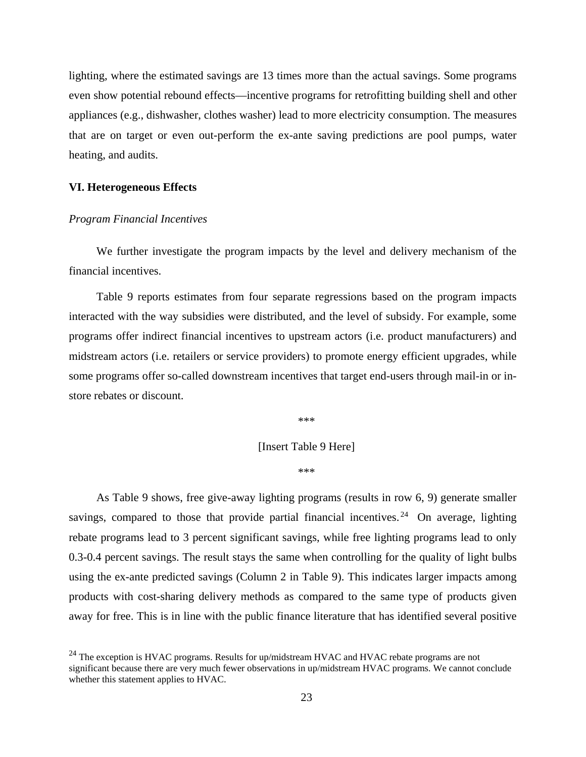lighting, where the estimated savings are 13 times more than the actual savings. Some programs even show potential rebound effects—incentive programs for retrofitting building shell and other appliances (e.g., dishwasher, clothes washer) lead to more electricity consumption. The measures that are on target or even out-perform the ex-ante saving predictions are pool pumps, water heating, and audits.

## VI. Heterogeneous Effects

*Program Financial Incentives*

We further investigate the program impacts by the level and delivery mechanism of the financial incentives.

Table 9 reports estimates from four separate regressions based on the program impacts interacted with the way subsidies were distributed, and the level of subsidy. For example, some programs offer indirect financial incentives to upstream actors (i.e. product manufacturers) and midstream actors (i.e. retailers or service providers) to promote energy efficient upgrades, while some programs offer so-called downstream incentives that target end-users through mail-in or in-store rebates or discount.

\*\*\*

[Insert Table 9 Here]

\*\*\*

As Table 9 shows, free give-away lighting programs (results in row 6, 9) generate smaller savings, compared to those that provide partial financial incentives.[24] On average, lighting rebate programs lead to 3 percent significant savings, while free lighting programs lead to only 0.3-0.4 percent savings. The result stays the same when controlling for the quality of light bulbs using the ex-ante predicted savings (Column 2 in Table 9). This indicates larger impacts among products with cost-sharing delivery methods as compared to the same type of products given away for free. This is in line with the public finance literature that has identified several positive

[24] The exception is HVAC programs. Results for up/midstream HVAC and HVAC rebate programs are not significant because there are very much fewer observations in up/midstream HVAC programs. We cannot conclude whether this statement applies to HVAC.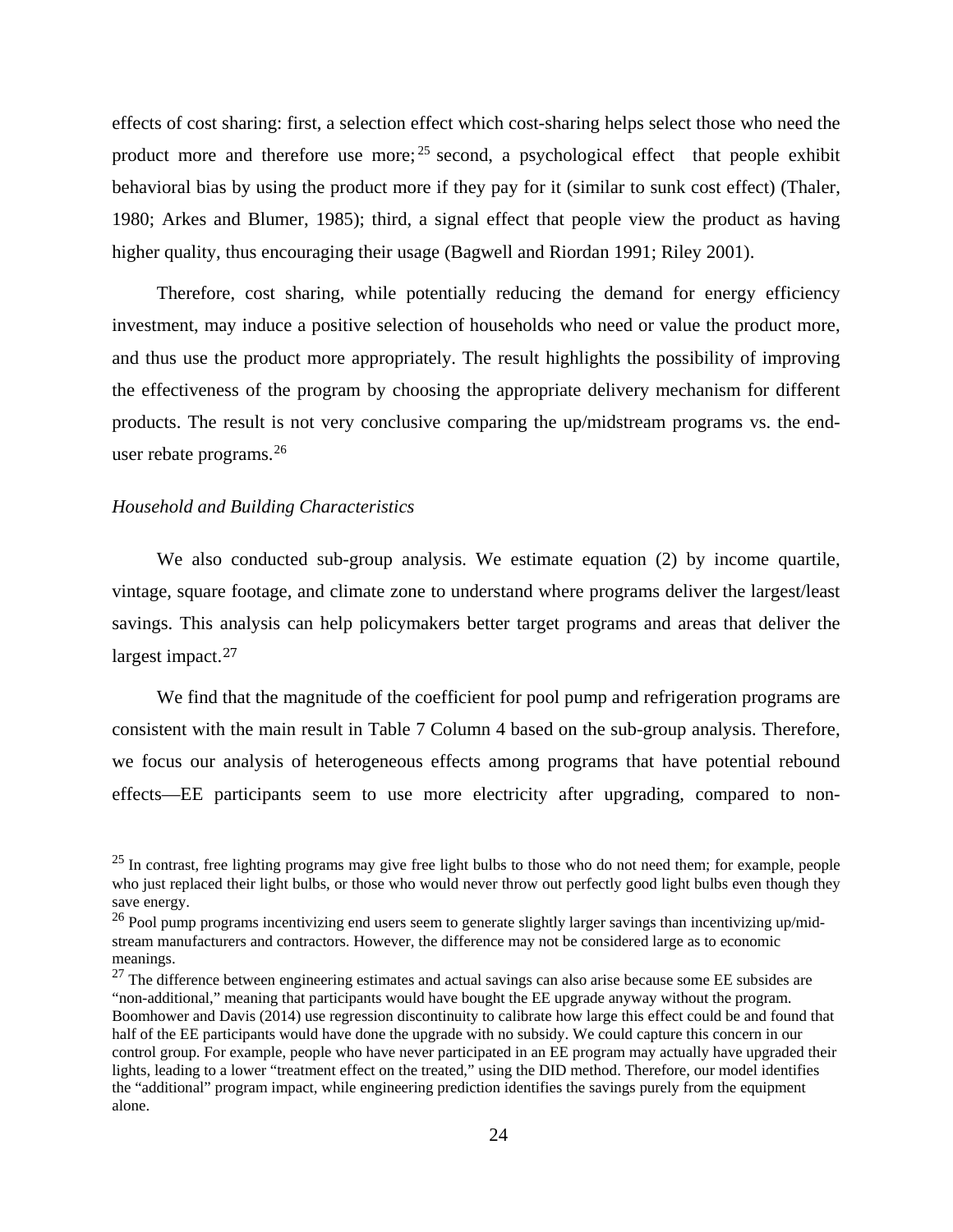effects of cost sharing: first, a selection effect which cost-sharing helps select those who need the product more and therefore use more;[25] second, a psychological effect that people exhibit behavioral bias by using the product more if they pay for it (similar to sunk cost effect) (Thaler, 1980; Arkes and Blumer, 1985); third, a signal effect that people view the product as having higher quality, thus encouraging their usage (Bagwell and Riordan 1991; Riley 2001).

Therefore, cost sharing, while potentially reducing the demand for energy efficiency investment, may induce a positive selection of households who need or value the product more, and thus use the product more appropriately. The result highlights the possibility of improving the effectiveness of the program by choosing the appropriate delivery mechanism for different products. The result is not very conclusive comparing the up/midstream programs vs. the end-user rebate programs.[26]

*Household and Building Characteristics*

We also conducted sub-group analysis. We estimate equation (2) by income quartile, vintage, square footage, and climate zone to understand where programs deliver the largest/least savings. This analysis can help policymakers better target programs and areas that deliver the largest impact.[27]

We find that the magnitude of the coefficient for pool pump and refrigeration programs are consistent with the main result in Table 7 Column 4 based on the sub-group analysis. Therefore, we focus our analysis of heterogeneous effects among programs that have potential rebound effects—EE participants seem to use more electricity after upgrading, compared to non-

[25] In contrast, free lighting programs may give free light bulbs to those who do not need them; for example, people who just replaced their light bulbs, or those who would never throw out perfectly good light bulbs even though they save energy.

[26] Pool pump programs incentivizing end users seem to generate slightly larger savings than incentivizing up/mid-stream manufacturers and contractors. However, the difference may not be considered large as to economic meanings.

[27] The difference between engineering estimates and actual savings can also arise because some EE subsides are "non-additional," meaning that participants would have bought the EE upgrade anyway without the program. Boomhower and Davis (2014) use regression discontinuity to calibrate how large this effect could be and found that half of the EE participants would have done the upgrade with no subsidy. We could capture this concern in our control group. For example, people who have never participated in an EE program may actually have upgraded their lights, leading to a lower "treatment effect on the treated," using the DID method. Therefore, our model identifies the "additional" program impact, while engineering prediction identifies the savings purely from the equipment alone.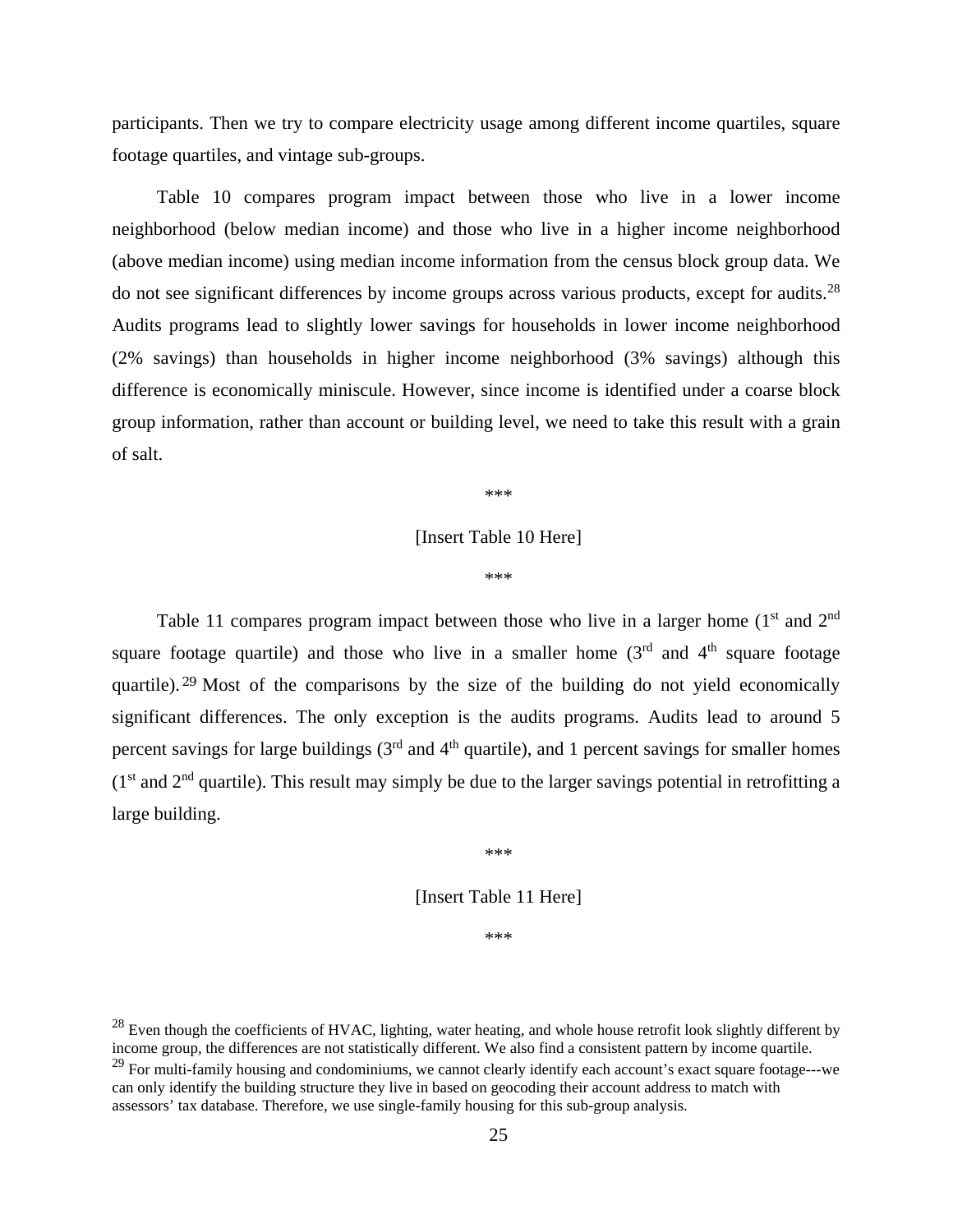participants. Then we try to compare electricity usage among different income quartiles, square footage quartiles, and vintage sub-groups.

Table 10 compares program impact between those who live in a lower income neighborhood (below median income) and those who live in a higher income neighborhood (above median income) using median income information from the census block group data. We do not see significant differences by income groups across various products, except for audits.[28] Audits programs lead to slightly lower savings for households in lower income neighborhood (2% savings) than households in higher income neighborhood (3% savings) although this difference is economically miniscule. However, since income is identified under a coarse block group information, rather than account or building level, we need to take this result with a grain of salt.

***

[Insert Table 10 Here]

***

Table 11 compares program impact between those who live in a larger home (1st and 2nd square footage quartile) and those who live in a smaller home (3rd and 4th square footage quartile).[29] Most of the comparisons by the size of the building do not yield economically significant differences. The only exception is the audits programs. Audits lead to around 5 percent savings for large buildings (3rd and 4th quartile), and 1 percent savings for smaller homes (1st and 2nd quartile). This result may simply be due to the larger savings potential in retrofitting a large building.

***

[Insert Table 11 Here]

***

[28] Even though the coefficients of HVAC, lighting, water heating, and whole house retrofit look slightly different by income group, the differences are not statistically different. We also find a consistent pattern by income quartile.

[29] For multi-family housing and condominiums, we cannot clearly identify each account's exact square footage---we can only identify the building structure they live in based on geocoding their account address to match with assessors' tax database. Therefore, we use single-family housing for this sub-group analysis.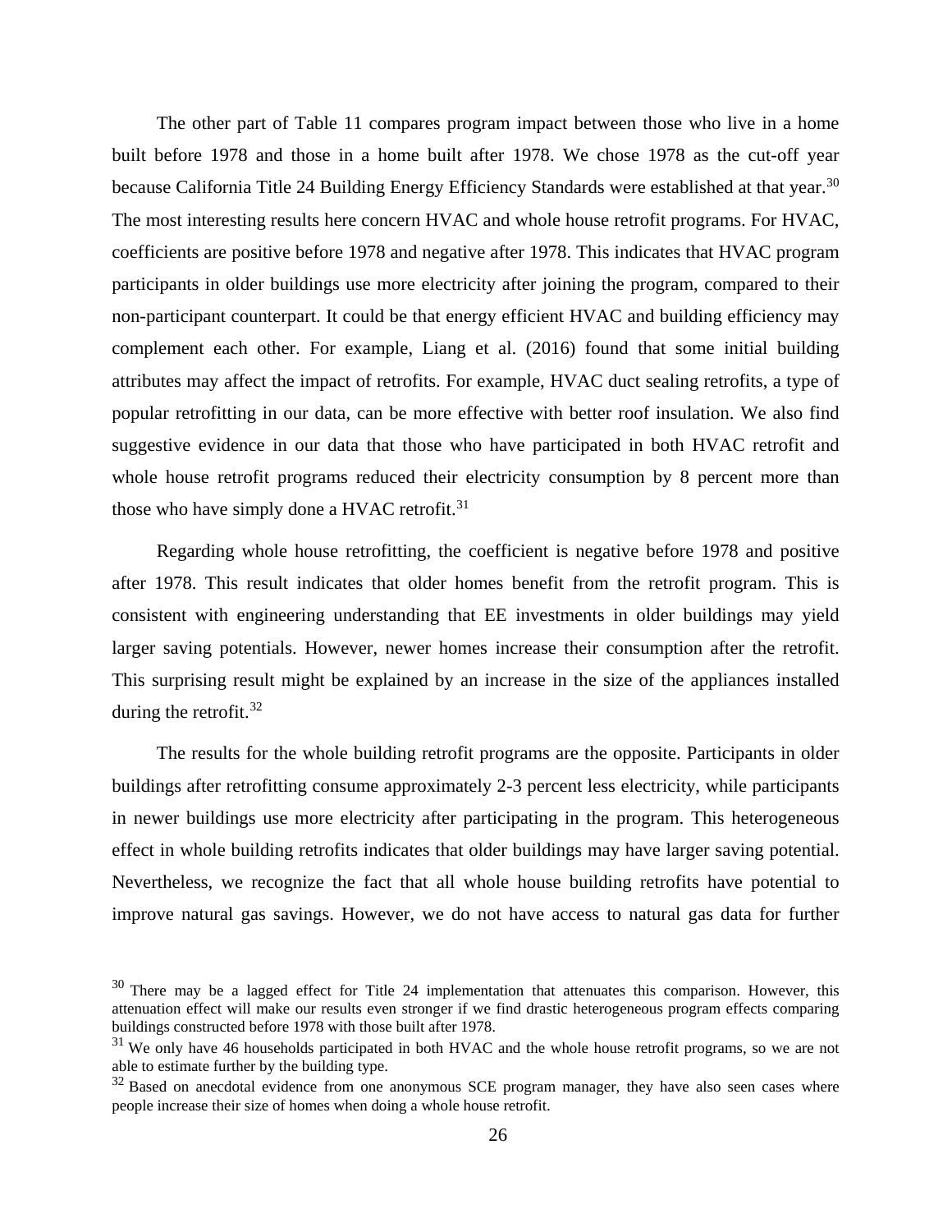The other part of Table 11 compares program impact between those who live in a home built before 1978 and those in a home built after 1978. We chose 1978 as the cut-off year because California Title 24 Building Energy Efficiency Standards were established at that year.[30] The most interesting results here concern HVAC and whole house retrofit programs. For HVAC, coefficients are positive before 1978 and negative after 1978. This indicates that HVAC program participants in older buildings use more electricity after joining the program, compared to their non-participant counterpart. It could be that energy efficient HVAC and building efficiency may complement each other. For example, Liang et al. (2016) found that some initial building attributes may affect the impact of retrofits. For example, HVAC duct sealing retrofits, a type of popular retrofitting in our data, can be more effective with better roof insulation. We also find suggestive evidence in our data that those who have participated in both HVAC retrofit and whole house retrofit programs reduced their electricity consumption by 8 percent more than those who have simply done a HVAC retrofit.[31]

Regarding whole house retrofitting, the coefficient is negative before 1978 and positive after 1978. This result indicates that older homes benefit from the retrofit program. This is consistent with engineering understanding that EE investments in older buildings may yield larger saving potentials. However, newer homes increase their consumption after the retrofit. This surprising result might be explained by an increase in the size of the appliances installed during the retrofit.[32]

The results for the whole building retrofit programs are the opposite. Participants in older buildings after retrofitting consume approximately 2-3 percent less electricity, while participants in newer buildings use more electricity after participating in the program. This heterogeneous effect in whole building retrofits indicates that older buildings may have larger saving potential. Nevertheless, we recognize the fact that all whole house building retrofits have potential to improve natural gas savings. However, we do not have access to natural gas data for further

[30] There may be a lagged effect for Title 24 implementation that attenuates this comparison. However, this attenuation effect will make our results even stronger if we find drastic heterogeneous program effects comparing buildings constructed before 1978 with those built after 1978.

[31] We only have 46 households participated in both HVAC and the whole house retrofit programs, so we are not able to estimate further by the building type.

[32] Based on anecdotal evidence from one anonymous SCE program manager, they have also seen cases where people increase their size of homes when doing a whole house retrofit.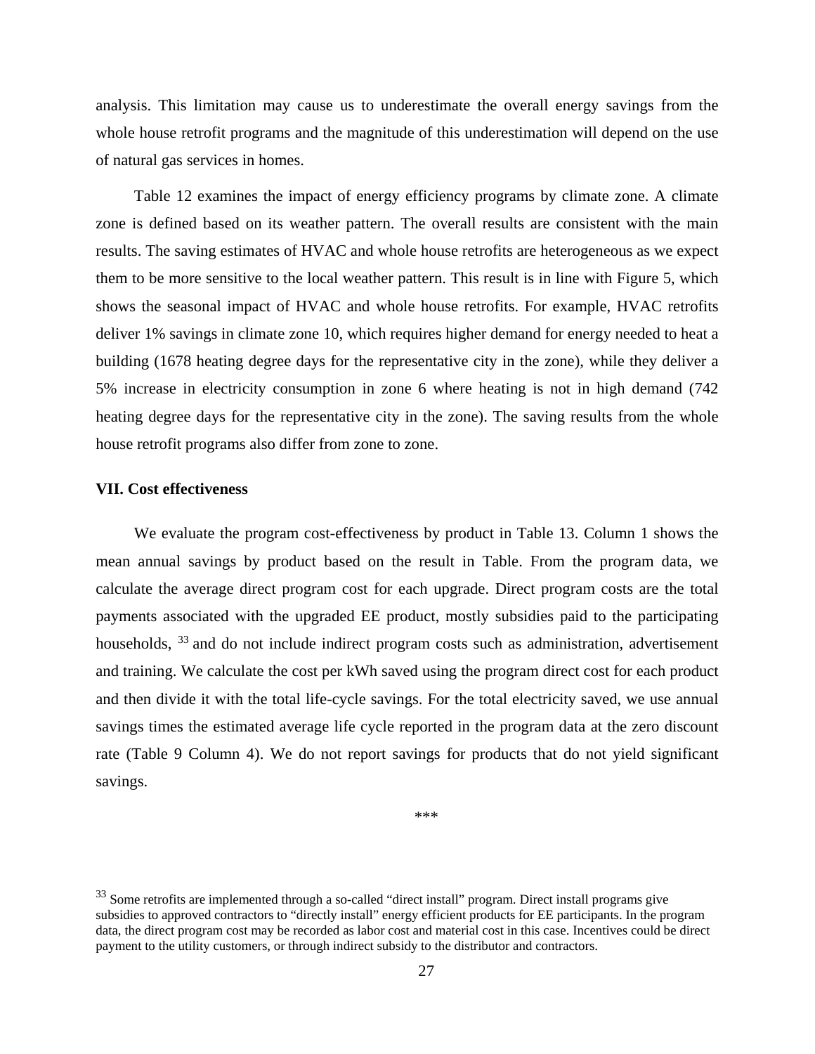analysis. This limitation may cause us to underestimate the overall energy savings from the whole house retrofit programs and the magnitude of this underestimation will depend on the use of natural gas services in homes.

Table 12 examines the impact of energy efficiency programs by climate zone. A climate zone is defined based on its weather pattern. The overall results are consistent with the main results. The saving estimates of HVAC and whole house retrofits are heterogeneous as we expect them to be more sensitive to the local weather pattern. This result is in line with Figure 5, which shows the seasonal impact of HVAC and whole house retrofits. For example, HVAC retrofits deliver 1% savings in climate zone 10, which requires higher demand for energy needed to heat a building (1678 heating degree days for the representative city in the zone), while they deliver a 5% increase in electricity consumption in zone 6 where heating is not in high demand (742 heating degree days for the representative city in the zone). The saving results from the whole house retrofit programs also differ from zone to zone.

## VII. Cost effectiveness

We evaluate the program cost-effectiveness by product in Table 13. Column 1 shows the mean annual savings by product based on the result in Table. From the program data, we calculate the average direct program cost for each upgrade. Direct program costs are the total payments associated with the upgraded EE product, mostly subsidies paid to the participating households, [33] and do not include indirect program costs such as administration, advertisement and training. We calculate the cost per kWh saved using the program direct cost for each product and then divide it with the total life-cycle savings. For the total electricity saved, we use annual savings times the estimated average life cycle reported in the program data at the zero discount rate (Table 9 Column 4). We do not report savings for products that do not yield significant savings.

***

[33] Some retrofits are implemented through a so-called "direct install" program. Direct install programs give subsidies to approved contractors to "directly install" energy efficient products for EE participants. In the program data, the direct program cost may be recorded as labor cost and material cost in this case. Incentives could be direct payment to the utility customers, or through indirect subsidy to the distributor and contractors.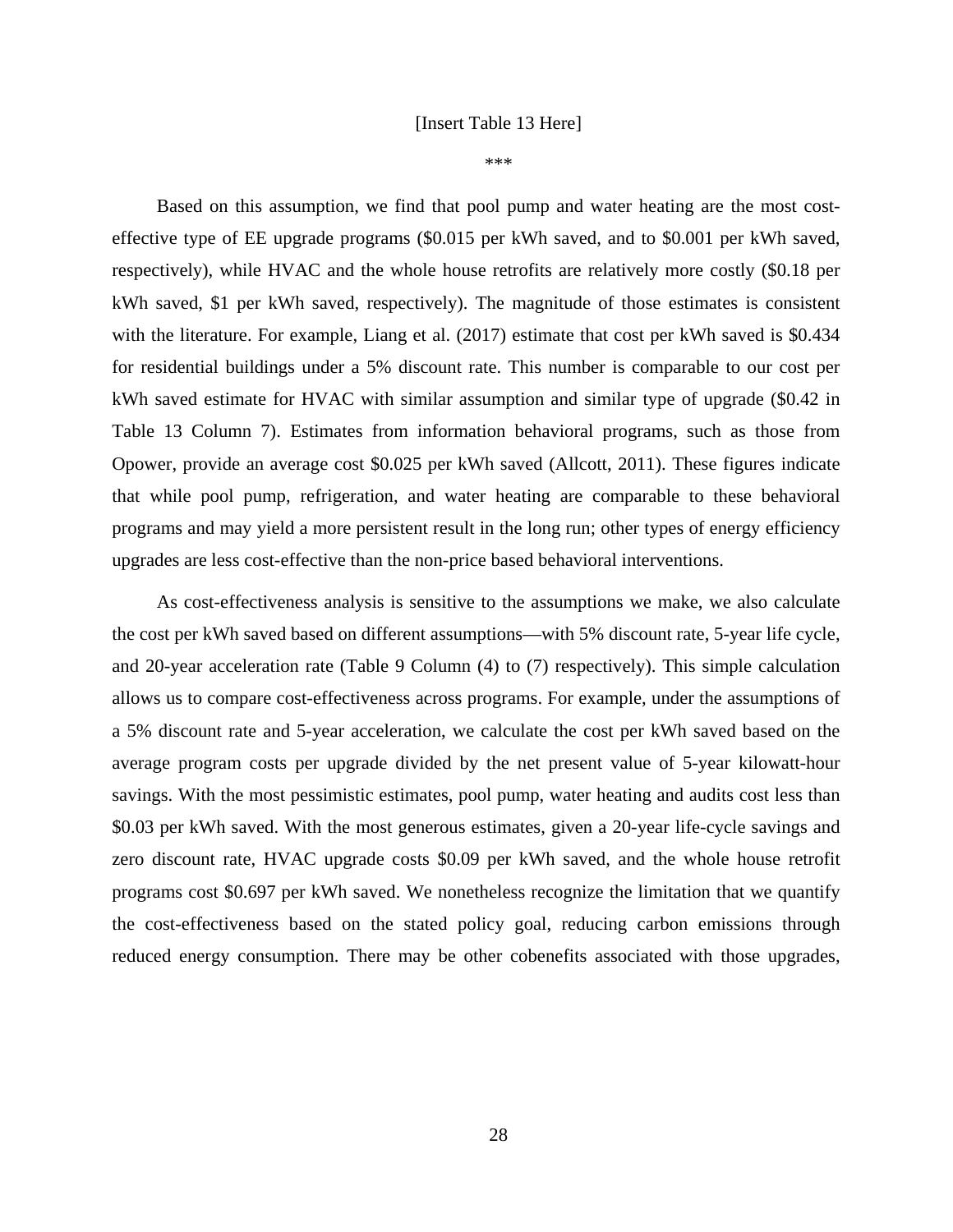[Insert Table 13 Here]

***

Based on this assumption, we find that pool pump and water heating are the most cost-effective type of EE upgrade programs ($0.015 per kWh saved, and to $0.001 per kWh saved, respectively), while HVAC and the whole house retrofits are relatively more costly ($0.18 per kWh saved, $1 per kWh saved, respectively). The magnitude of those estimates is consistent with the literature. For example, Liang et al. (2017) estimate that cost per kWh saved is $0.434 for residential buildings under a 5% discount rate. This number is comparable to our cost per kWh saved estimate for HVAC with similar assumption and similar type of upgrade ($0.42 in Table 13 Column 7). Estimates from information behavioral programs, such as those from Opower, provide an average cost $0.025 per kWh saved (Allcott, 2011). These figures indicate that while pool pump, refrigeration, and water heating are comparable to these behavioral programs and may yield a more persistent result in the long run; other types of energy efficiency upgrades are less cost-effective than the non-price based behavioral interventions.

As cost-effectiveness analysis is sensitive to the assumptions we make, we also calculate the cost per kWh saved based on different assumptions—with 5% discount rate, 5-year life cycle, and 20-year acceleration rate (Table 9 Column (4) to (7) respectively). This simple calculation allows us to compare cost-effectiveness across programs. For example, under the assumptions of a 5% discount rate and 5-year acceleration, we calculate the cost per kWh saved based on the average program costs per upgrade divided by the net present value of 5-year kilowatt-hour savings. With the most pessimistic estimates, pool pump, water heating and audits cost less than $0.03 per kWh saved. With the most generous estimates, given a 20-year life-cycle savings and zero discount rate, HVAC upgrade costs $0.09 per kWh saved, and the whole house retrofit programs cost $0.697 per kWh saved. We nonetheless recognize the limitation that we quantify the cost-effectiveness based on the stated policy goal, reducing carbon emissions through reduced energy consumption. There may be other cobenefits associated with those upgrades,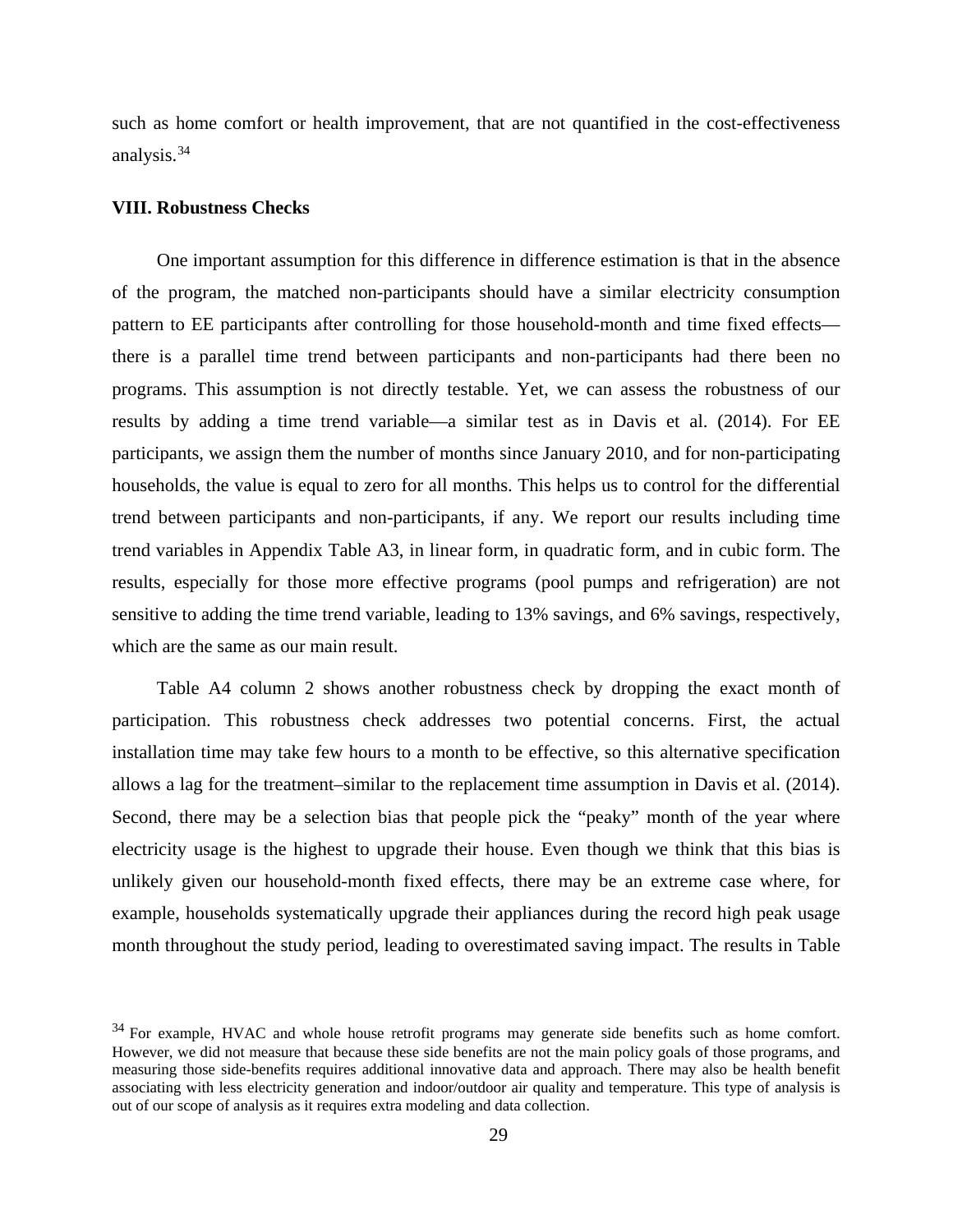such as home comfort or health improvement, that are not quantified in the cost-effectiveness analysis.[34]

### VIII. Robustness Checks

One important assumption for this difference in difference estimation is that in the absence of the program, the matched non-participants should have a similar electricity consumption pattern to EE participants after controlling for those household-month and time fixed effects—there is a parallel time trend between participants and non-participants had there been no programs. This assumption is not directly testable. Yet, we can assess the robustness of our results by adding a time trend variable—a similar test as in Davis et al. (2014). For EE participants, we assign them the number of months since January 2010, and for non-participating households, the value is equal to zero for all months. This helps us to control for the differential trend between participants and non-participants, if any. We report our results including time trend variables in Appendix Table A3, in linear form, in quadratic form, and in cubic form. The results, especially for those more effective programs (pool pumps and refrigeration) are not sensitive to adding the time trend variable, leading to 13% savings, and 6% savings, respectively, which are the same as our main result.

Table A4 column 2 shows another robustness check by dropping the exact month of participation. This robustness check addresses two potential concerns. First, the actual installation time may take few hours to a month to be effective, so this alternative specification allows a lag for the treatment–similar to the replacement time assumption in Davis et al. (2014). Second, there may be a selection bias that people pick the "peaky" month of the year where electricity usage is the highest to upgrade their house. Even though we think that this bias is unlikely given our household-month fixed effects, there may be an extreme case where, for example, households systematically upgrade their appliances during the record high peak usage month throughout the study period, leading to overestimated saving impact. The results in Table

[34] For example, HVAC and whole house retrofit programs may generate side benefits such as home comfort. However, we did not measure that because these side benefits are not the main policy goals of those programs, and measuring those side-benefits requires additional innovative data and approach. There may also be health benefit associating with less electricity generation and indoor/outdoor air quality and temperature. This type of analysis is out of our scope of analysis as it requires extra modeling and data collection.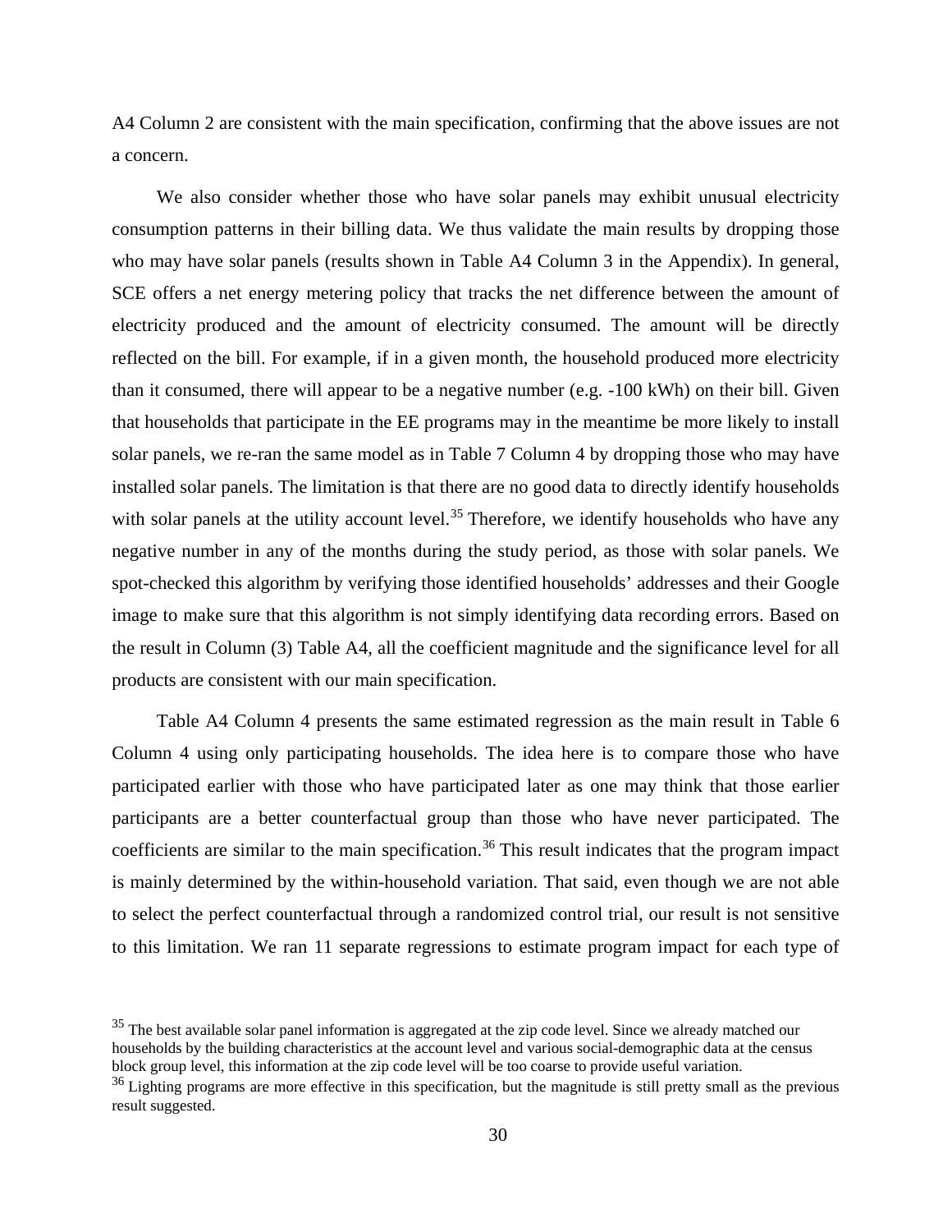A4 Column 2 are consistent with the main specification, confirming that the above issues are not a concern.

We also consider whether those who have solar panels may exhibit unusual electricity consumption patterns in their billing data. We thus validate the main results by dropping those who may have solar panels (results shown in Table A4 Column 3 in the Appendix). In general, SCE offers a net energy metering policy that tracks the net difference between the amount of electricity produced and the amount of electricity consumed. The amount will be directly reflected on the bill. For example, if in a given month, the household produced more electricity than it consumed, there will appear to be a negative number (e.g. -100 kWh) on their bill. Given that households that participate in the EE programs may in the meantime be more likely to install solar panels, we re-ran the same model as in Table 7 Column 4 by dropping those who may have installed solar panels. The limitation is that there are no good data to directly identify households with solar panels at the utility account level.[35] Therefore, we identify households who have any negative number in any of the months during the study period, as those with solar panels. We spot-checked this algorithm by verifying those identified households' addresses and their Google image to make sure that this algorithm is not simply identifying data recording errors. Based on the result in Column (3) Table A4, all the coefficient magnitude and the significance level for all products are consistent with our main specification.

Table A4 Column 4 presents the same estimated regression as the main result in Table 6 Column 4 using only participating households. The idea here is to compare those who have participated earlier with those who have participated later as one may think that those earlier participants are a better counterfactual group than those who have never participated. The coefficients are similar to the main specification.[36] This result indicates that the program impact is mainly determined by the within-household variation. That said, even though we are not able to select the perfect counterfactual through a randomized control trial, our result is not sensitive to this limitation. We ran 11 separate regressions to estimate program impact for each type of

[35] The best available solar panel information is aggregated at the zip code level. Since we already matched our households by the building characteristics at the account level and various social-demographic data at the census block group level, this information at the zip code level will be too coarse to provide useful variation.

[36] Lighting programs are more effective in this specification, but the magnitude is still pretty small as the previous result suggested.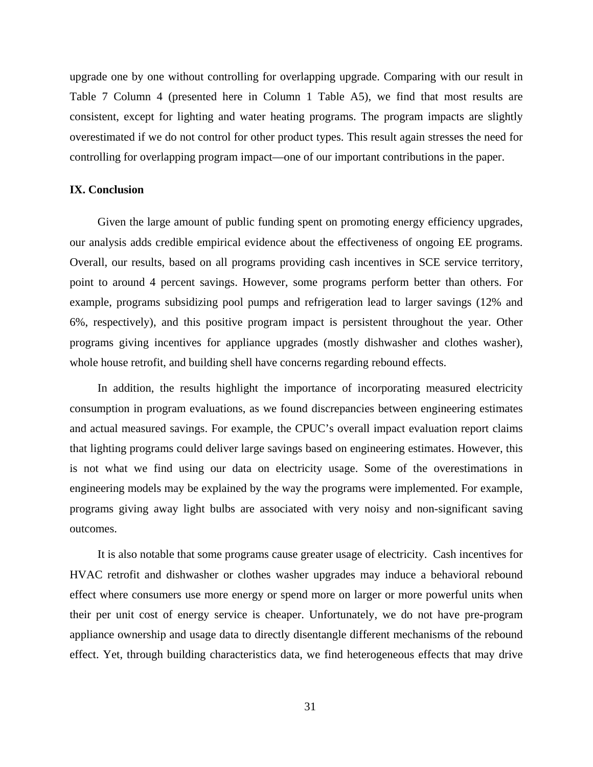upgrade one by one without controlling for overlapping upgrade. Comparing with our result in Table 7 Column 4 (presented here in Column 1 Table A5), we find that most results are consistent, except for lighting and water heating programs. The program impacts are slightly overestimated if we do not control for other product types. This result again stresses the need for controlling for overlapping program impact—one of our important contributions in the paper.

## IX. Conclusion

Given the large amount of public funding spent on promoting energy efficiency upgrades, our analysis adds credible empirical evidence about the effectiveness of ongoing EE programs. Overall, our results, based on all programs providing cash incentives in SCE service territory, point to around 4 percent savings. However, some programs perform better than others. For example, programs subsidizing pool pumps and refrigeration lead to larger savings (12% and 6%, respectively), and this positive program impact is persistent throughout the year. Other programs giving incentives for appliance upgrades (mostly dishwasher and clothes washer), whole house retrofit, and building shell have concerns regarding rebound effects.

In addition, the results highlight the importance of incorporating measured electricity consumption in program evaluations, as we found discrepancies between engineering estimates and actual measured savings. For example, the CPUC's overall impact evaluation report claims that lighting programs could deliver large savings based on engineering estimates. However, this is not what we find using our data on electricity usage. Some of the overestimations in engineering models may be explained by the way the programs were implemented. For example, programs giving away light bulbs are associated with very noisy and non-significant saving outcomes.

It is also notable that some programs cause greater usage of electricity. Cash incentives for HVAC retrofit and dishwasher or clothes washer upgrades may induce a behavioral rebound effect where consumers use more energy or spend more on larger or more powerful units when their per unit cost of energy service is cheaper. Unfortunately, we do not have pre-program appliance ownership and usage data to directly disentangle different mechanisms of the rebound effect. Yet, through building characteristics data, we find heterogeneous effects that may drive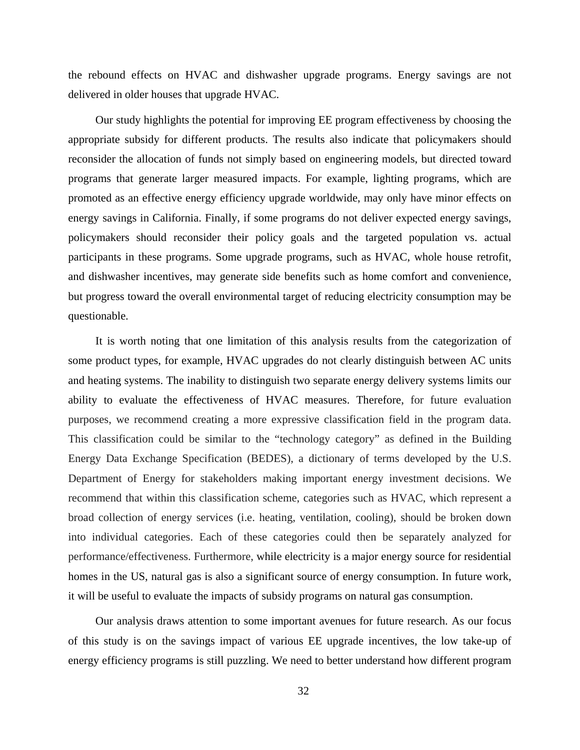the rebound effects on HVAC and dishwasher upgrade programs. Energy savings are not delivered in older houses that upgrade HVAC.

Our study highlights the potential for improving EE program effectiveness by choosing the appropriate subsidy for different products. The results also indicate that policymakers should reconsider the allocation of funds not simply based on engineering models, but directed toward programs that generate larger measured impacts. For example, lighting programs, which are promoted as an effective energy efficiency upgrade worldwide, may only have minor effects on energy savings in California. Finally, if some programs do not deliver expected energy savings, policymakers should reconsider their policy goals and the targeted population vs. actual participants in these programs. Some upgrade programs, such as HVAC, whole house retrofit, and dishwasher incentives, may generate side benefits such as home comfort and convenience, but progress toward the overall environmental target of reducing electricity consumption may be questionable.

It is worth noting that one limitation of this analysis results from the categorization of some product types, for example, HVAC upgrades do not clearly distinguish between AC units and heating systems. The inability to distinguish two separate energy delivery systems limits our ability to evaluate the effectiveness of HVAC measures. Therefore, for future evaluation purposes, we recommend creating a more expressive classification field in the program data. This classification could be similar to the "technology category" as defined in the Building Energy Data Exchange Specification (BEDES), a dictionary of terms developed by the U.S. Department of Energy for stakeholders making important energy investment decisions. We recommend that within this classification scheme, categories such as HVAC, which represent a broad collection of energy services (i.e. heating, ventilation, cooling), should be broken down into individual categories. Each of these categories could then be separately analyzed for performance/effectiveness. Furthermore, while electricity is a major energy source for residential homes in the US, natural gas is also a significant source of energy consumption. In future work, it will be useful to evaluate the impacts of subsidy programs on natural gas consumption.

Our analysis draws attention to some important avenues for future research. As our focus of this study is on the savings impact of various EE upgrade incentives, the low take-up of energy efficiency programs is still puzzling. We need to better understand how different program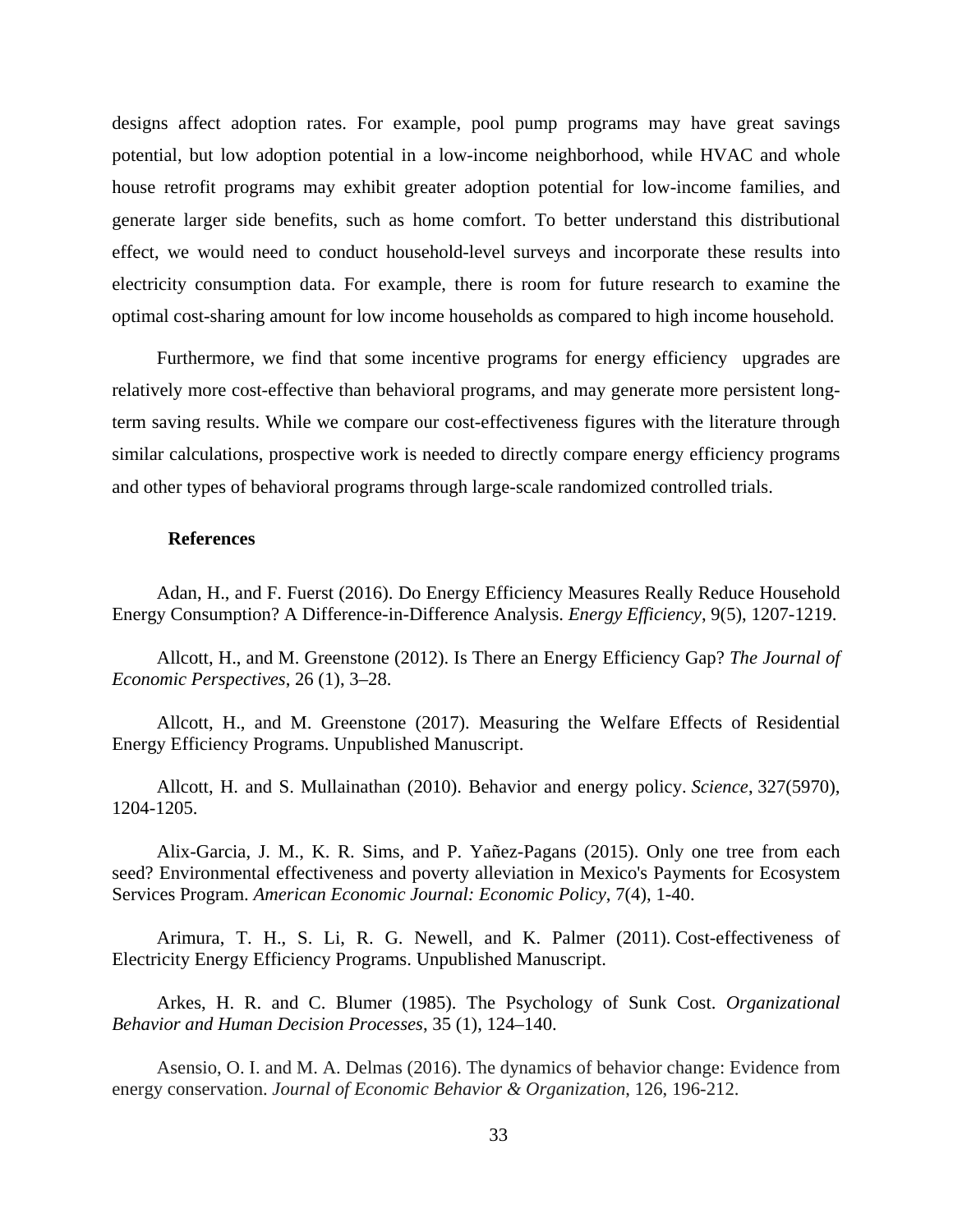designs affect adoption rates. For example, pool pump programs may have great savings potential, but low adoption potential in a low-income neighborhood, while HVAC and whole house retrofit programs may exhibit greater adoption potential for low-income families, and generate larger side benefits, such as home comfort. To better understand this distributional effect, we would need to conduct household-level surveys and incorporate these results into electricity consumption data. For example, there is room for future research to examine the optimal cost-sharing amount for low income households as compared to high income household.

Furthermore, we find that some incentive programs for energy efficiency upgrades are relatively more cost-effective than behavioral programs, and may generate more persistent long-term saving results. While we compare our cost-effectiveness figures with the literature through similar calculations, prospective work is needed to directly compare energy efficiency programs and other types of behavioral programs through large-scale randomized controlled trials.

## References

Adan, H., and F. Fuerst (2016). Do Energy Efficiency Measures Really Reduce Household Energy Consumption? A Difference-in-Difference Analysis. *Energy Efficiency*, 9(5), 1207-1219.

Allcott, H., and M. Greenstone (2012). Is There an Energy Efficiency Gap? *The Journal of Economic Perspectives*, 26 (1), 3–28.

Allcott, H., and M. Greenstone (2017). Measuring the Welfare Effects of Residential Energy Efficiency Programs. Unpublished Manuscript.

Allcott, H. and S. Mullainathan (2010). Behavior and energy policy. *Science*, 327(5970), 1204-1205.

Alix-Garcia, J. M., K. R. Sims, and P. Yañez-Pagans (2015). Only one tree from each seed? Environmental effectiveness and poverty alleviation in Mexico's Payments for Ecosystem Services Program. *American Economic Journal: Economic Policy*, 7(4), 1-40.

Arimura, T. H., S. Li, R. G. Newell, and K. Palmer (2011). Cost-effectiveness of Electricity Energy Efficiency Programs. Unpublished Manuscript.

Arkes, H. R. and C. Blumer (1985). The Psychology of Sunk Cost. *Organizational Behavior and Human Decision Processes*, 35 (1), 124–140.

Asensio, O. I. and M. A. Delmas (2016). The dynamics of behavior change: Evidence from energy conservation. *Journal of Economic Behavior & Organization*, 126, 196-212.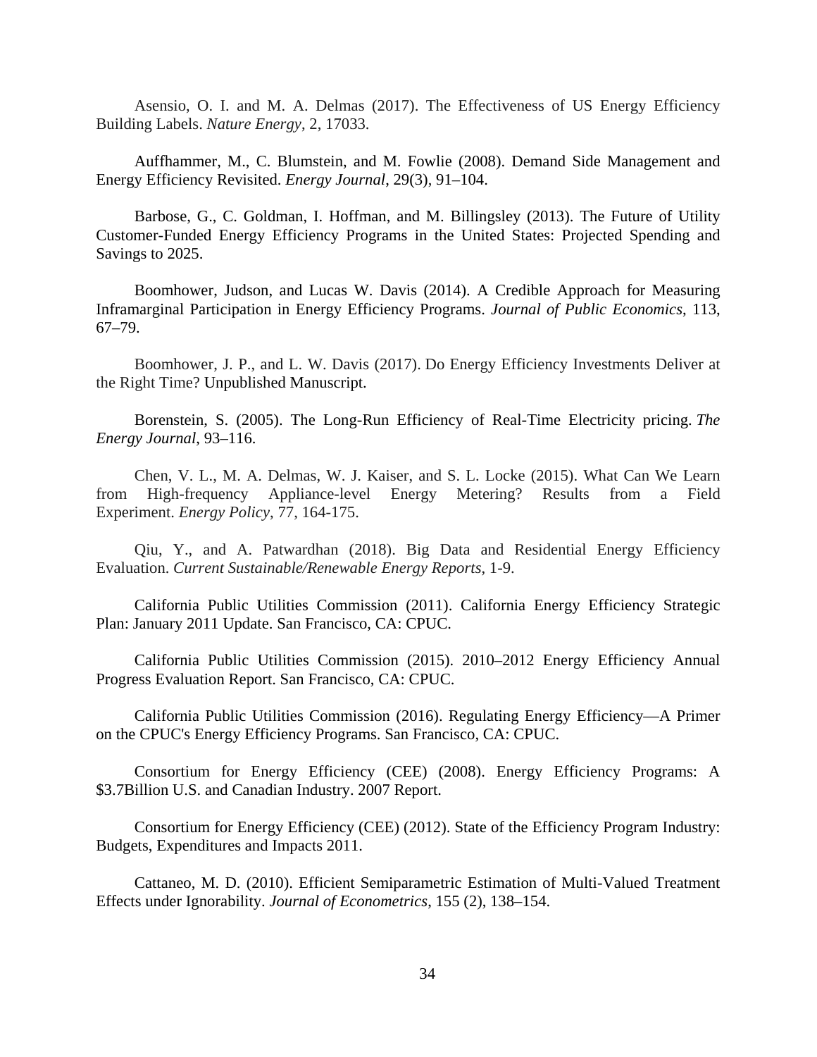Asensio, O. I. and M. A. Delmas (2017). The Effectiveness of US Energy Efficiency Building Labels. *Nature Energy*, 2, 17033.

Auffhammer, M., C. Blumstein, and M. Fowlie (2008). Demand Side Management and Energy Efficiency Revisited. *Energy Journal*, 29(3), 91–104.

Barbose, G., C. Goldman, I. Hoffman, and M. Billingsley (2013). The Future of Utility Customer-Funded Energy Efficiency Programs in the United States: Projected Spending and Savings to 2025.

Boomhower, Judson, and Lucas W. Davis (2014). A Credible Approach for Measuring Inframarginal Participation in Energy Efficiency Programs. *Journal of Public Economics*, 113, 67–79.

Boomhower, J. P., and L. W. Davis (2017). Do Energy Efficiency Investments Deliver at the Right Time? Unpublished Manuscript.

Borenstein, S. (2005). The Long-Run Efficiency of Real-Time Electricity pricing. *The Energy Journal*, 93–116.

Chen, V. L., M. A. Delmas, W. J. Kaiser, and S. L. Locke (2015). What Can We Learn from High-frequency Appliance-level Energy Metering? Results from a Field Experiment. *Energy Policy*, 77, 164-175.

Qiu, Y., and A. Patwardhan (2018). Big Data and Residential Energy Efficiency Evaluation. *Current Sustainable/Renewable Energy Reports*, 1-9.

California Public Utilities Commission (2011). California Energy Efficiency Strategic Plan: January 2011 Update. San Francisco, CA: CPUC.

California Public Utilities Commission (2015). 2010–2012 Energy Efficiency Annual Progress Evaluation Report. San Francisco, CA: CPUC.

California Public Utilities Commission (2016). Regulating Energy Efficiency—A Primer on the CPUC's Energy Efficiency Programs. San Francisco, CA: CPUC.

Consortium for Energy Efficiency (CEE) (2008). Energy Efficiency Programs: A $3.7Billion U.S. and Canadian Industry. 2007 Report.

Consortium for Energy Efficiency (CEE) (2012). State of the Efficiency Program Industry: Budgets, Expenditures and Impacts 2011.

Cattaneo, M. D. (2010). Efficient Semiparametric Estimation of Multi-Valued Treatment Effects under Ignorability. *Journal of Econometrics*, 155 (2), 138–154.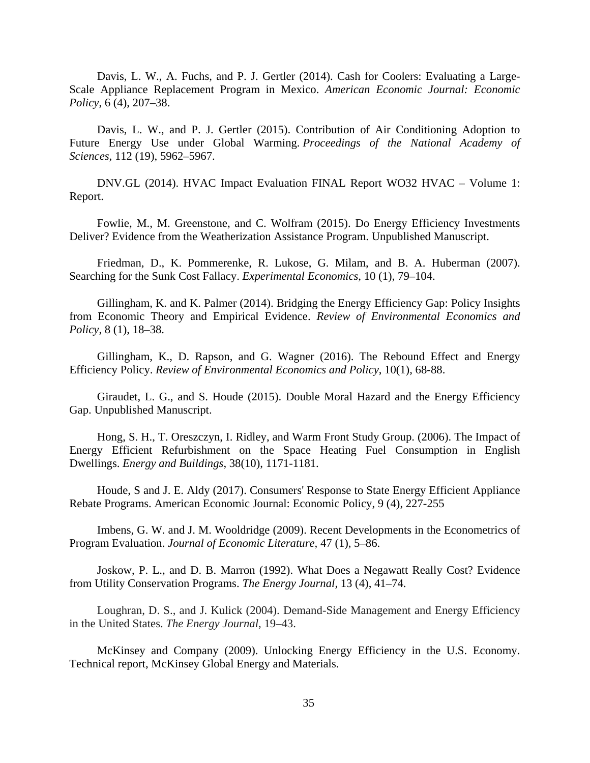Davis, L. W., A. Fuchs, and P. J. Gertler (2014). Cash for Coolers: Evaluating a Large-Scale Appliance Replacement Program in Mexico. *American Economic Journal: Economic Policy*, 6 (4), 207–38.

Davis, L. W., and P. J. Gertler (2015). Contribution of Air Conditioning Adoption to Future Energy Use under Global Warming. *Proceedings of the National Academy of Sciences*, 112 (19), 5962–5967.

DNV.GL (2014). HVAC Impact Evaluation FINAL Report WO32 HVAC – Volume 1: Report.

Fowlie, M., M. Greenstone, and C. Wolfram (2015). Do Energy Efficiency Investments Deliver? Evidence from the Weatherization Assistance Program. Unpublished Manuscript.

Friedman, D., K. Pommerenke, R. Lukose, G. Milam, and B. A. Huberman (2007). Searching for the Sunk Cost Fallacy. *Experimental Economics*, 10 (1), 79–104.

Gillingham, K. and K. Palmer (2014). Bridging the Energy Efficiency Gap: Policy Insights from Economic Theory and Empirical Evidence. *Review of Environmental Economics and Policy*, 8 (1), 18–38.

Gillingham, K., D. Rapson, and G. Wagner (2016). The Rebound Effect and Energy Efficiency Policy. *Review of Environmental Economics and Policy*, 10(1), 68-88.

Giraudet, L. G., and S. Houde (2015). Double Moral Hazard and the Energy Efficiency Gap. Unpublished Manuscript.

Hong, S. H., T. Oreszczyn, I. Ridley, and Warm Front Study Group. (2006). The Impact of Energy Efficient Refurbishment on the Space Heating Fuel Consumption in English Dwellings. *Energy and Buildings*, 38(10), 1171-1181.

Houde, S and J. E. Aldy (2017). Consumers' Response to State Energy Efficient Appliance Rebate Programs. American Economic Journal: Economic Policy, 9 (4), 227-255

Imbens, G. W. and J. M. Wooldridge (2009). Recent Developments in the Econometrics of Program Evaluation. *Journal of Economic Literature*, 47 (1), 5–86.

Joskow, P. L., and D. B. Marron (1992). What Does a Negawatt Really Cost? Evidence from Utility Conservation Programs. *The Energy Journal*, 13 (4), 41–74.

Loughran, D. S., and J. Kulick (2004). Demand-Side Management and Energy Efficiency in the United States. *The Energy Journal*, 19–43.

McKinsey and Company (2009). Unlocking Energy Efficiency in the U.S. Economy. Technical report, McKinsey Global Energy and Materials.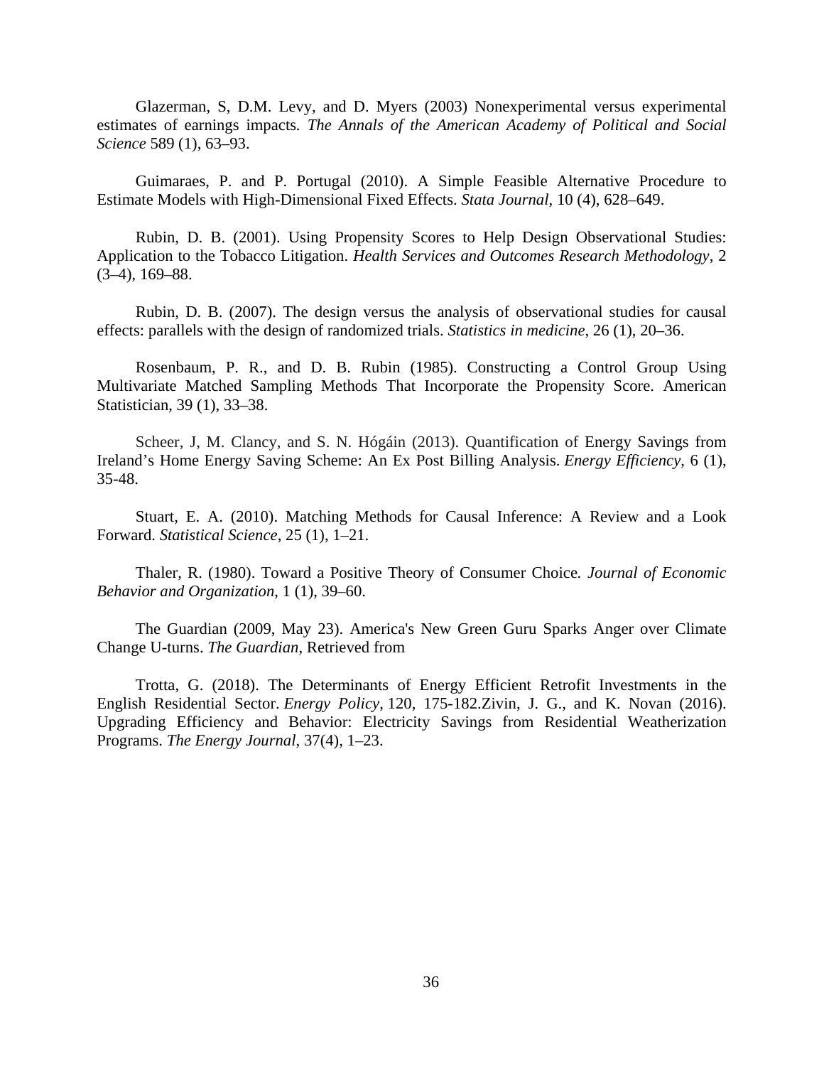Glazerman, S, D.M. Levy, and D. Myers (2003) Nonexperimental versus experimental estimates of earnings impacts. *The Annals of the American Academy of Political and Social Science* 589 (1), 63–93.

Guimaraes, P. and P. Portugal (2010). A Simple Feasible Alternative Procedure to Estimate Models with High-Dimensional Fixed Effects. *Stata Journal*, 10 (4), 628–649.

Rubin, D. B. (2001). Using Propensity Scores to Help Design Observational Studies: Application to the Tobacco Litigation. *Health Services and Outcomes Research Methodology*, 2 (3–4), 169–88.

Rubin, D. B. (2007). The design versus the analysis of observational studies for causal effects: parallels with the design of randomized trials. *Statistics in medicine*, 26 (1), 20–36.

Rosenbaum, P. R., and D. B. Rubin (1985). Constructing a Control Group Using Multivariate Matched Sampling Methods That Incorporate the Propensity Score. American Statistician, 39 (1), 33–38.

Scheer, J, M. Clancy, and S. N. Hógáin (2013). Quantification of Energy Savings from Ireland's Home Energy Saving Scheme: An Ex Post Billing Analysis. *Energy Efficiency*, 6 (1), 35-48.

Stuart, E. A. (2010). Matching Methods for Causal Inference: A Review and a Look Forward. *Statistical Science*, 25 (1), 1–21.

Thaler, R. (1980). Toward a Positive Theory of Consumer Choice. *Journal of Economic Behavior and Organization*, 1 (1), 39–60.

The Guardian (2009, May 23). America's New Green Guru Sparks Anger over Climate Change U-turns. *The Guardian*, Retrieved from

Trotta, G. (2018). The Determinants of Energy Efficient Retrofit Investments in the English Residential Sector. *Energy Policy*, 120, 175-182.Zivin, J. G., and K. Novan (2016). Upgrading Efficiency and Behavior: Electricity Savings from Residential Weatherization Programs. *The Energy Journal*, 37(4), 1–23.